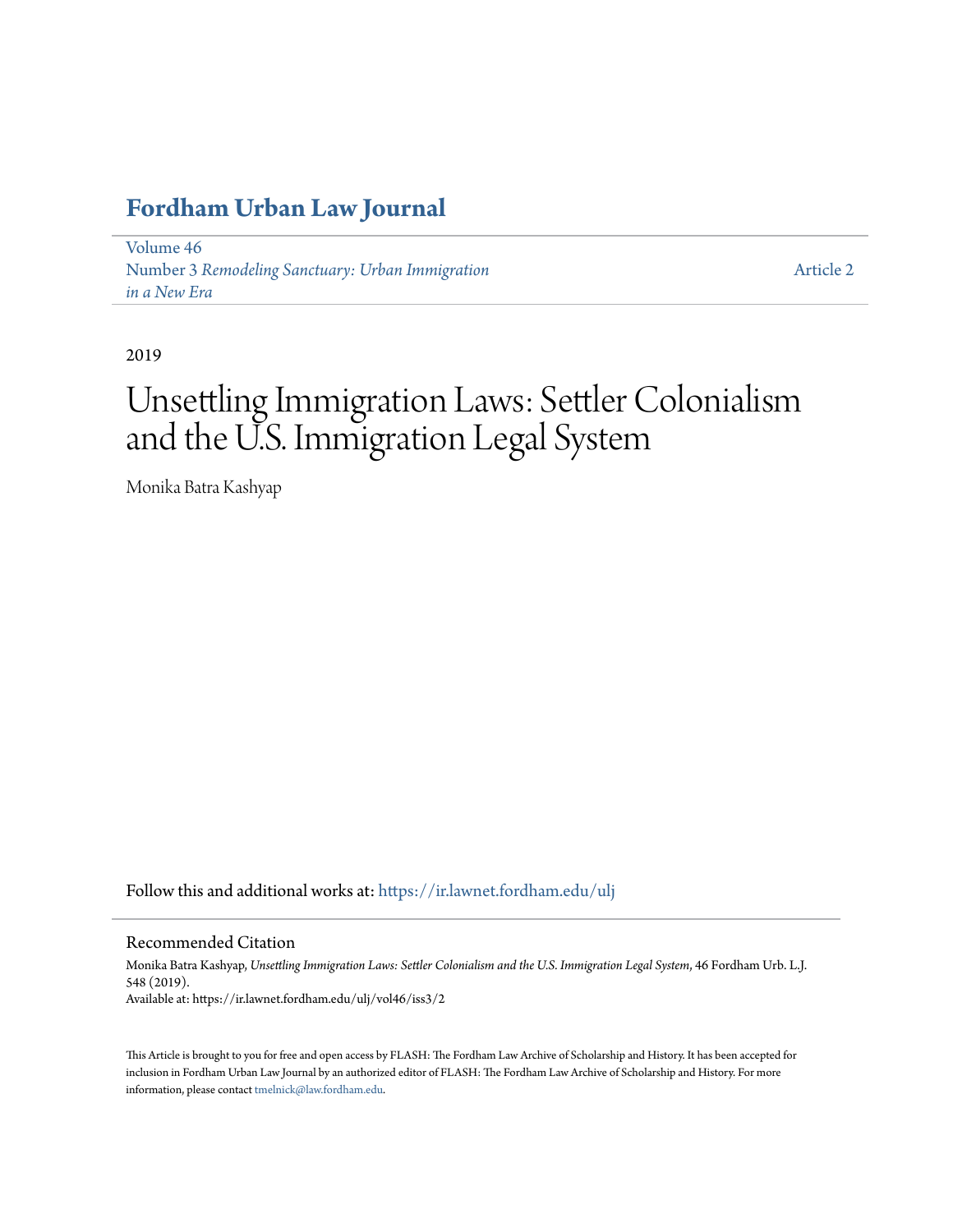# Fordham Urban Law Journal

Volume 46
Number 3 *Remodeling Sanctuary: Urban Immigration in a New Era*

Article 2

2019

# Unsettling Immigration Laws: Settler Colonialism and the U.S. Immigration Legal System

Monika Batra Kashyap

Follow this and additional works at: https://ir.lawnet.fordham.edu/ulj

## Recommended Citation

Monika Batra Kashyap, *Unsettling Immigration Laws: Settler Colonialism and the U.S. Immigration Legal System*, 46 Fordham Urb. L.J. 548 (2019).
Available at: https://ir.lawnet.fordham.edu/ulj/vol46/iss3/2

This Article is brought to you for free and open access by FLASH: The Fordham Law Archive of Scholarship and History. It has been accepted for inclusion in Fordham Urban Law Journal by an authorized editor of FLASH: The Fordham Law Archive of Scholarship and History. For more information, please contact tmelnick@law.fordham.edu.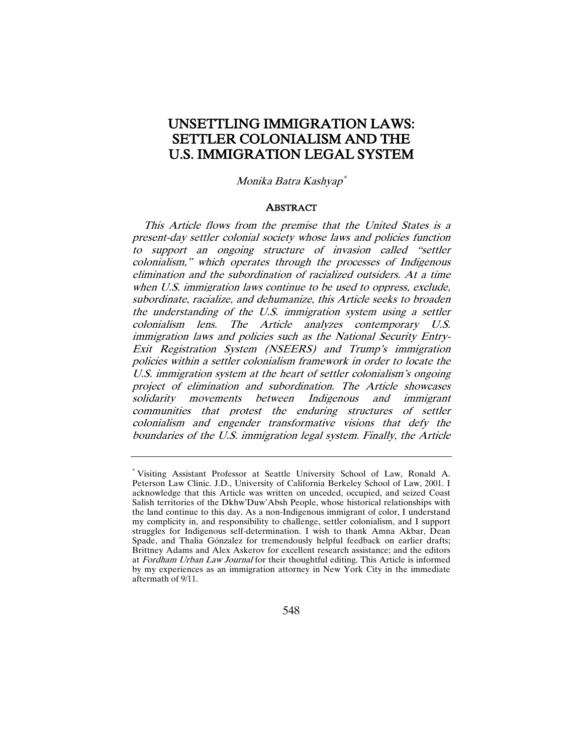# UNSETTLING IMMIGRATION LAWS: SETTLER COLONIALISM AND THE U.S. IMMIGRATION LEGAL SYSTEM

*Monika Batra Kashyap*[*]

## ABSTRACT

*This Article flows from the premise that the United States is a present-day settler colonial society whose laws and policies function to support an ongoing structure of invasion called "settler colonialism," which operates through the processes of Indigenous elimination and the subordination of racialized outsiders. At a time when U.S. immigration laws continue to be used to oppress, exclude, subordinate, racialize, and dehumanize, this Article seeks to broaden the understanding of the U.S. immigration system using a settler colonialism lens. The Article analyzes contemporary U.S. immigration laws and policies such as the National Security Entry-Exit Registration System (NSEERS) and Trump's immigration policies within a settler colonialism framework in order to locate the U.S. immigration system at the heart of settler colonialism's ongoing project of elimination and subordination. The Article showcases solidarity movements between Indigenous and immigrant communities that protest the enduring structures of settler colonialism and engender transformative visions that defy the boundaries of the U.S. immigration legal system. Finally, the Article*

---

[*] Visiting Assistant Professor at Seattle University School of Law, Ronald A. Peterson Law Clinic. J.D., University of California Berkeley School of Law, 2001. I acknowledge that this Article was written on unceded, occupied, and seized Coast Salish territories of the Dkhw'Duw'Absh People, whose historical relationships with the land continue to this day. As a non-Indigenous immigrant of color, I understand my complicity in, and responsibility to challenge, settler colonialism, and I support struggles for Indigenous self-determination. I wish to thank Amna Akbar, Dean Spade, and Thalia Gónzalez for tremendously helpful feedback on earlier drafts; Brittney Adams and Alex Askerov for excellent research assistance; and the editors at *Fordham Urban Law Journal* for their thoughtful editing. This Article is informed by my experiences as an immigration attorney in New York City in the immediate aftermath of 9/11.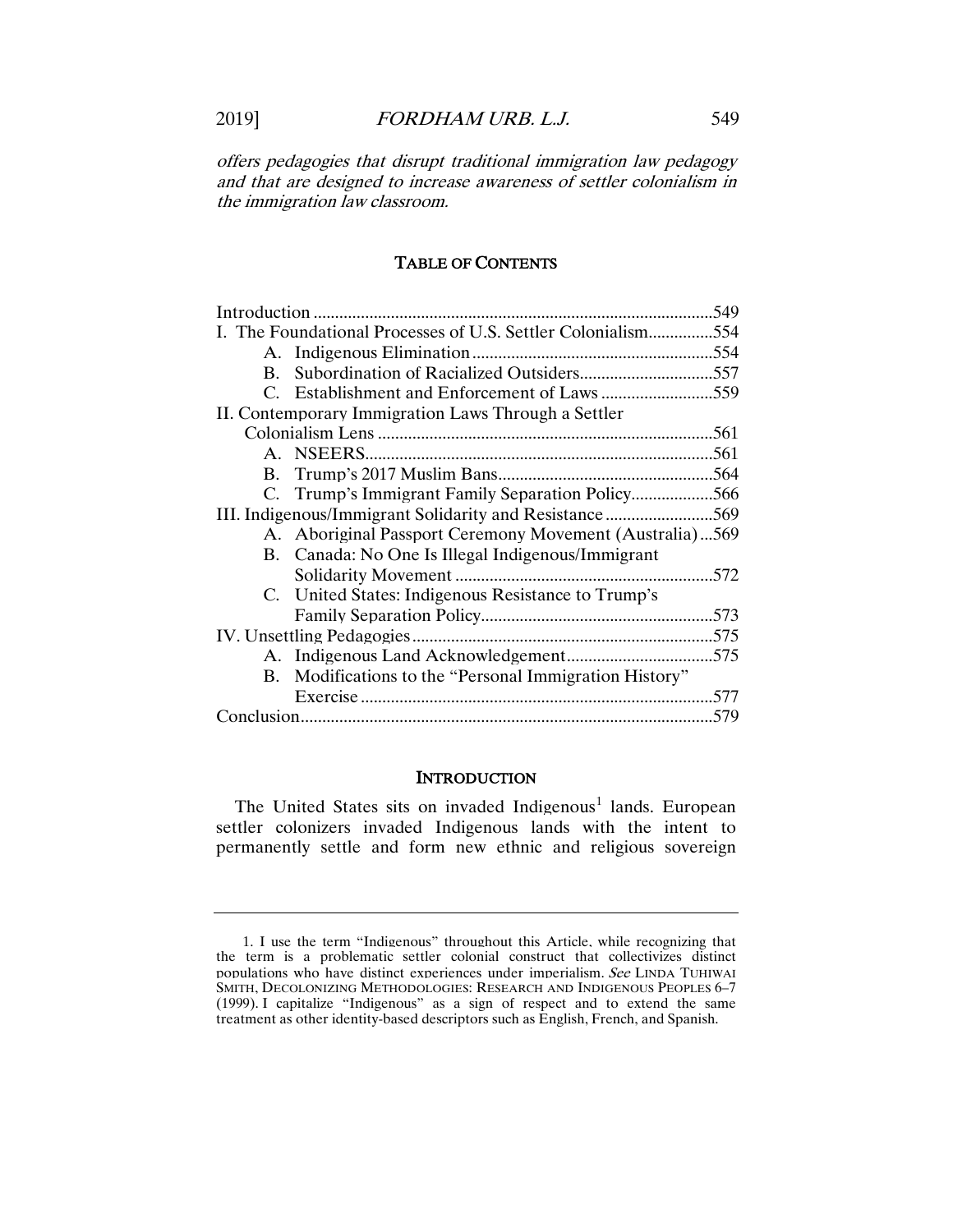*offers pedagogies that disrupt traditional immigration law pedagogy and that are designed to increase awareness of settler colonialism in the immigration law classroom.*

## TABLE OF CONTENTS

Introduction ........................................................................................549
I. The Foundational Processes of U.S. Settler Colonialism...............554
- A. Indigenous Elimination........................................................554
- B. Subordination of Racialized Outsiders...............................557
- C. Establishment and Enforcement of Laws ..........................559

II. Contemporary Immigration Laws Through a Settler Colonialism Lens .............................................................................561
- A. NSEERS................................................................................561
- B. Trump's 2017 Muslim Bans..................................................564
- C. Trump's Immigrant Family Separation Policy...................566

III. Indigenous/Immigrant Solidarity and Resistance .........................569
- A. Aboriginal Passport Ceremony Movement (Australia)...569
- B. Canada: No One Is Illegal Indigenous/Immigrant Solidarity Movement ...........................................................572
- C. United States: Indigenous Resistance to Trump's Family Separation Policy......................................................573

IV. Unsettling Pedagogies......................................................................575
- A. Indigenous Land Acknowledgement..................................575
- B. Modifications to the "Personal Immigration History" Exercise .................................................................................577

Conclusion...............................................................................................579

## INTRODUCTION

The United States sits on invaded Indigenous[1] lands. European settler colonizers invaded Indigenous lands with the intent to permanently settle and form new ethnic and religious sovereign

1. I use the term "Indigenous" throughout this Article, while recognizing that the term is a problematic settler colonial construct that collectivizes distinct populations who have distinct experiences under imperialism. *See* LINDA TUHIWAI SMITH, DECOLONIZING METHODOLOGIES: RESEARCH AND INDIGENOUS PEOPLES 6–7 (1999). I capitalize "Indigenous" as a sign of respect and to extend the same treatment as other identity-based descriptors such as English, French, and Spanish.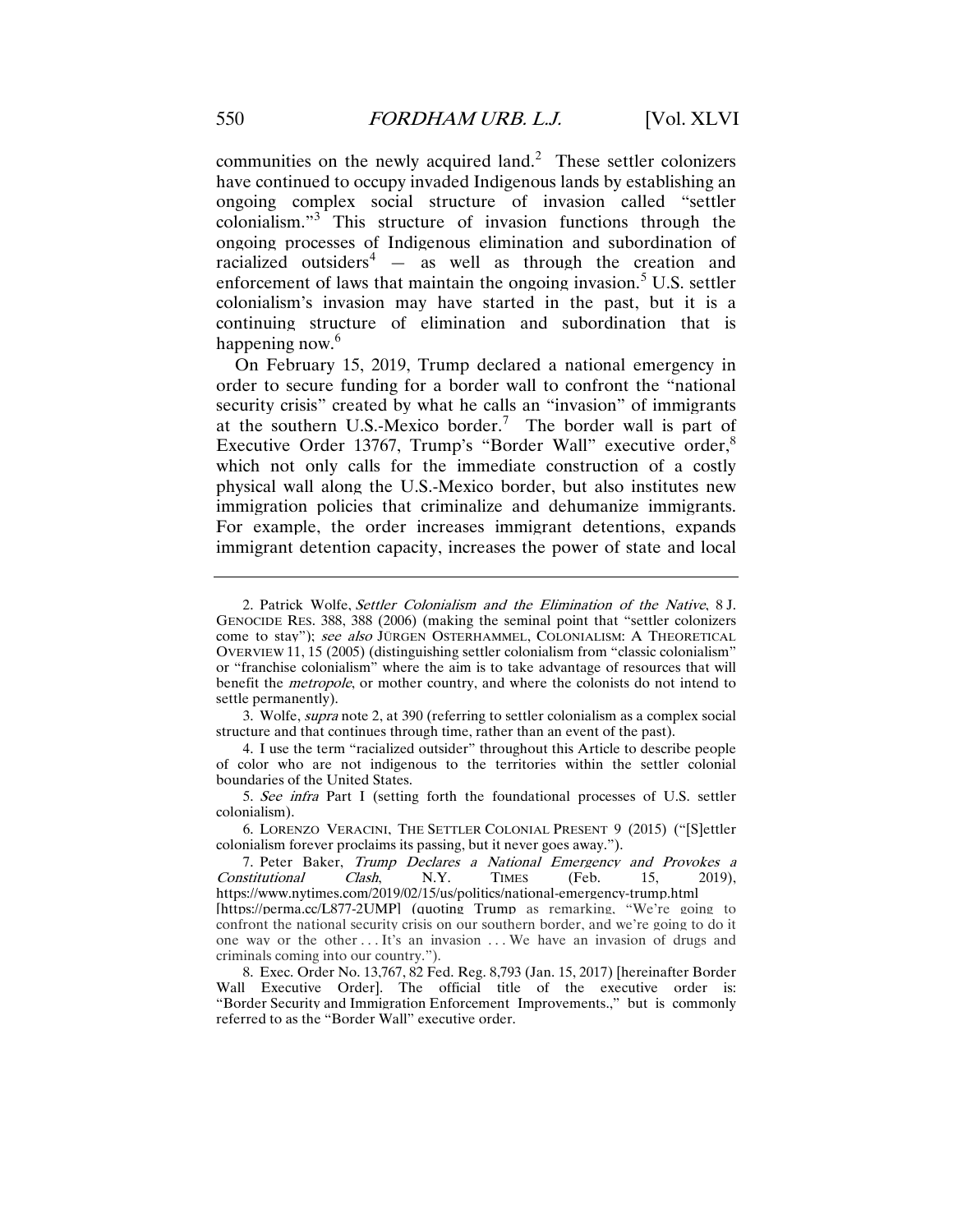communities on the newly acquired land.[2] These settler colonizers have continued to occupy invaded Indigenous lands by establishing an ongoing complex social structure of invasion called "settler colonialism."[3] This structure of invasion functions through the ongoing processes of Indigenous elimination and subordination of racialized outsiders[4] — as well as through the creation and enforcement of laws that maintain the ongoing invasion.[5] U.S. settler colonialism's invasion may have started in the past, but it is a continuing structure of elimination and subordination that is happening now.[6]

On February 15, 2019, Trump declared a national emergency in order to secure funding for a border wall to confront the "national security crisis" created by what he calls an "invasion" of immigrants at the southern U.S.-Mexico border.[7] The border wall is part of Executive Order 13767, Trump's "Border Wall" executive order,[8] which not only calls for the immediate construction of a costly physical wall along the U.S.-Mexico border, but also institutes new immigration policies that criminalize and dehumanize immigrants. For example, the order increases immigrant detentions, expands immigrant detention capacity, increases the power of state and local

---

2. Patrick Wolfe, *Settler Colonialism and the Elimination of the Native*, 8 J. GENOCIDE RES. 388, 388 (2006) (making the seminal point that "settler colonizers come to stay"); *see also* JÜRGEN OSTERHAMMEL, COLONIALISM: A THEORETICAL OVERVIEW 11, 15 (2005) (distinguishing settler colonialism from "classic colonialism" or "franchise colonialism" where the aim is to take advantage of resources that will benefit the *metropole*, or mother country, and where the colonists do not intend to settle permanently).

3. Wolfe, *supra* note 2, at 390 (referring to settler colonialism as a complex social structure and that continues through time, rather than an event of the past).

4. I use the term "racialized outsider" throughout this Article to describe people of color who are not indigenous to the territories within the settler colonial boundaries of the United States.

5. *See infra* Part I (setting forth the foundational processes of U.S. settler colonialism).

6. LORENZO VERACINI, THE SETTLER COLONIAL PRESENT 9 (2015) ("[S]ettler colonialism forever proclaims its passing, but it never goes away.").

7. Peter Baker, *Trump Declares a National Emergency and Provokes a Constitutional Clash*, N.Y. TIMES (Feb. 15, 2019), https://www.nytimes.com/2019/02/15/us/politics/national-emergency-trump.html [https://perma.cc/L877-2UMP] (quoting Trump as remarking, "We're going to confront the national security crisis on our southern border, and we're going to do it one way or the other . . . It's an invasion . . . We have an invasion of drugs and criminals coming into our country.").

8. Exec. Order No. 13,767, 82 Fed. Reg. 8,793 (Jan. 15, 2017) [hereinafter Border Wall Executive Order]. The official title of the executive order is: "Border Security and Immigration Enforcement Improvements.," but is commonly referred to as the "Border Wall" executive order.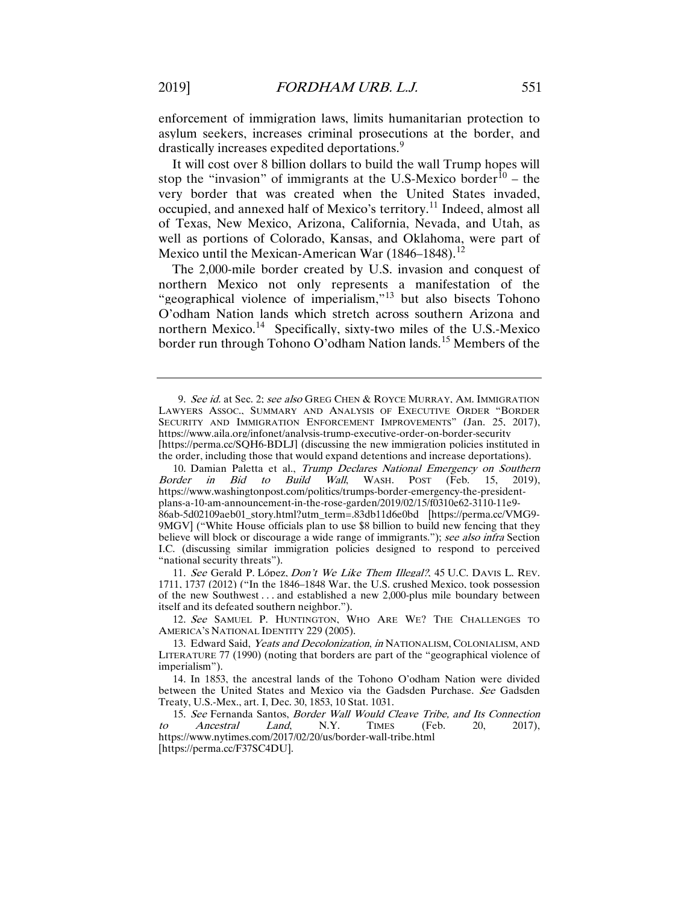enforcement of immigration laws, limits humanitarian protection to asylum seekers, increases criminal prosecutions at the border, and drastically increases expedited deportations.[9]

It will cost over 8 billion dollars to build the wall Trump hopes will stop the "invasion" of immigrants at the U.S-Mexico border[10] – the very border that was created when the United States invaded, occupied, and annexed half of Mexico's territory.[11] Indeed, almost all of Texas, New Mexico, Arizona, California, Nevada, and Utah, as well as portions of Colorado, Kansas, and Oklahoma, were part of Mexico until the Mexican-American War (1846–1848).[12]

The 2,000-mile border created by U.S. invasion and conquest of northern Mexico not only represents a manifestation of the "geographical violence of imperialism,"[13] but also bisects Tohono O'odham Nation lands which stretch across southern Arizona and northern Mexico.[14] Specifically, sixty-two miles of the U.S.-Mexico border run through Tohono O'odham Nation lands.[15] Members of the

---

9. *See id.* at Sec. 2; *see also* GREG CHEN & ROYCE MURRAY, AM. IMMIGRATION LAWYERS ASSOC., SUMMARY AND ANALYSIS OF EXECUTIVE ORDER "BORDER SECURITY AND IMMIGRATION ENFORCEMENT IMPROVEMENTS" (Jan. 25, 2017), https://www.aila.org/infonet/analysis-trump-executive-order-on-border-security [https://perma.cc/SQH6-BDLJ] (discussing the new immigration policies instituted in the order, including those that would expand detentions and increase deportations).

10. Damian Paletta et al., *Trump Declares National Emergency on Southern Border in Bid to Build Wall*, WASH. POST (Feb. 15, 2019), https://www.washingtonpost.com/politics/trumps-border-emergency-the-president-plans-a-10-am-announcement-in-the-rose-garden/2019/02/15/f0310e62-3110-11e9-86ab-5d02109aeb01_story.html?utm_term=.83db11d6e0bd [https://perma.cc/VMG9-9MGV] ("White House officials plan to use $8 billion to build new fencing that they believe will block or discourage a wide range of immigrants."); *see also infra* Section I.C. (discussing similar immigration policies designed to respond to perceived "national security threats").

11. *See* Gerald P. López, *Don't We Like Them Illegal?*, 45 U.C. DAVIS L. REV. 1711, 1737 (2012) ("In the 1846–1848 War, the U.S. crushed Mexico, took possession of the new Southwest . . . and established a new 2,000-plus mile boundary between itself and its defeated southern neighbor.").

12. *See* SAMUEL P. HUNTINGTON, WHO ARE WE? THE CHALLENGES TO AMERICA'S NATIONAL IDENTITY 229 (2005).

13. Edward Said, *Yeats and Decolonization*, *in* NATIONALISM, COLONIALISM, AND LITERATURE 77 (1990) (noting that borders are part of the "geographical violence of imperialism").

14. In 1853, the ancestral lands of the Tohono O'odham Nation were divided between the United States and Mexico via the Gadsden Purchase. *See* Gadsden Treaty, U.S.-Mex., art. I, Dec. 30, 1853, 10 Stat. 1031.

15. *See* Fernanda Santos, *Border Wall Would Cleave Tribe, and Its Connection to Ancestral Land*, N.Y. TIMES (Feb. 20, 2017), https://www.nytimes.com/2017/02/20/us/border-wall-tribe.html [https://perma.cc/F37SC4DU].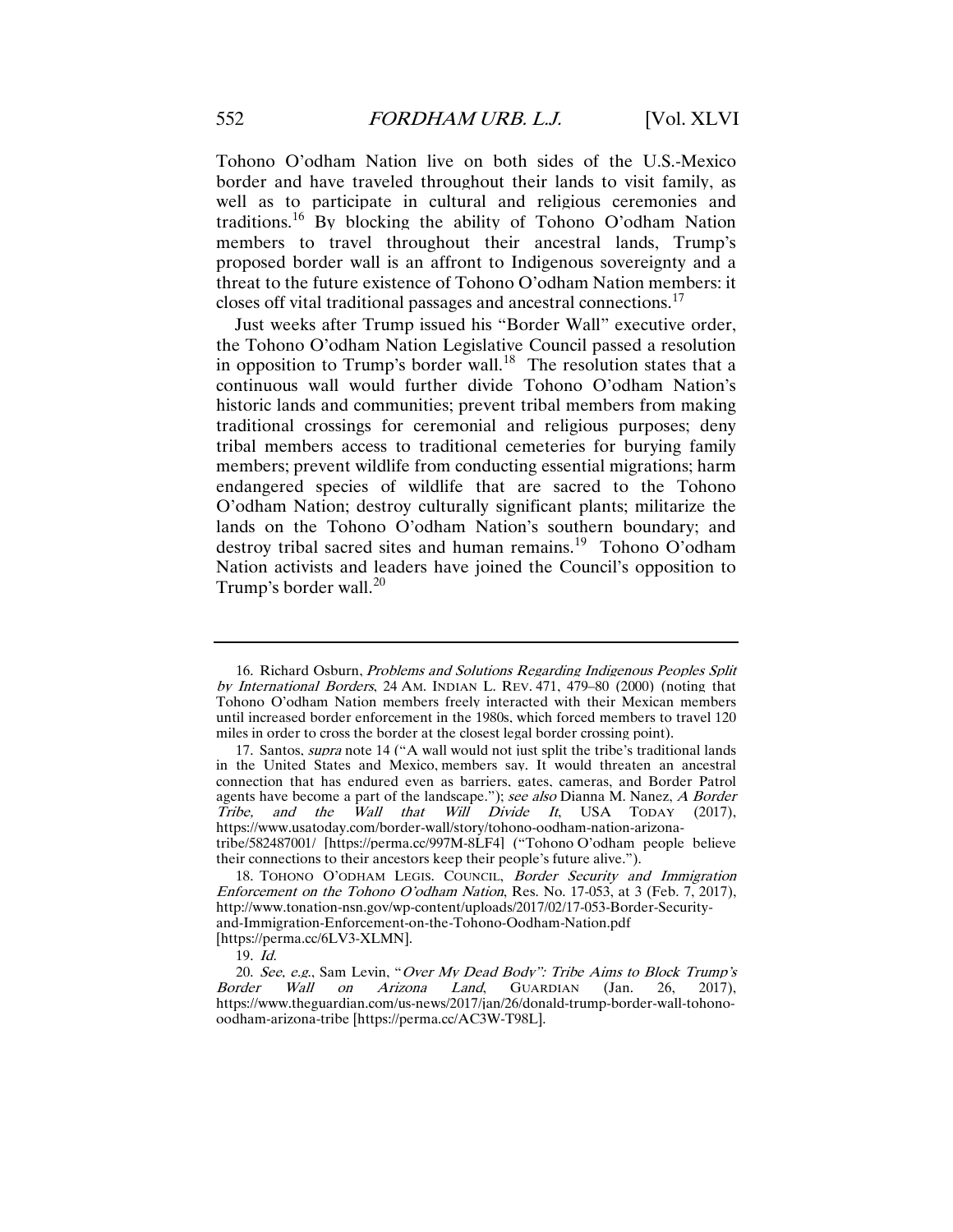Tohono O'odham Nation live on both sides of the U.S.-Mexico border and have traveled throughout their lands to visit family, as well as to participate in cultural and religious ceremonies and traditions.[16] By blocking the ability of Tohono O'odham Nation members to travel throughout their ancestral lands, Trump's proposed border wall is an affront to Indigenous sovereignty and a threat to the future existence of Tohono O'odham Nation members: it closes off vital traditional passages and ancestral connections.[17]

Just weeks after Trump issued his "Border Wall" executive order, the Tohono O'odham Nation Legislative Council passed a resolution in opposition to Trump's border wall.[18] The resolution states that a continuous wall would further divide Tohono O'odham Nation's historic lands and communities; prevent tribal members from making traditional crossings for ceremonial and religious purposes; deny tribal members access to traditional cemeteries for burying family members; prevent wildlife from conducting essential migrations; harm endangered species of wildlife that are sacred to the Tohono O'odham Nation; destroy culturally significant plants; militarize the lands on the Tohono O'odham Nation's southern boundary; and destroy tribal sacred sites and human remains.[19] Tohono O'odham Nation activists and leaders have joined the Council's opposition to Trump's border wall.[20]

---

16. Richard Osburn, *Problems and Solutions Regarding Indigenous Peoples Split by International Borders*, 24 AM. INDIAN L. REV. 471, 479–80 (2000) (noting that Tohono O'odham Nation members freely interacted with their Mexican members until increased border enforcement in the 1980s, which forced members to travel 120 miles in order to cross the border at the closest legal border crossing point).

17. Santos, *supra* note 14 ("A wall would not just split the tribe's traditional lands in the United States and Mexico, members say. It would threaten an ancestral connection that has endured even as barriers, gates, cameras, and Border Patrol agents have become a part of the landscape."); *see also* Dianna M. Nanez, *A Border Tribe, and the Wall that Will Divide It*, USA TODAY (2017), https://www.usatoday.com/border-wall/story/tohono-oodham-nation-arizona-tribe/582487001/ [https://perma.cc/997M-8LF4] ("Tohono O'odham people believe their connections to their ancestors keep their people's future alive.").

18. TOHONO O'ODHAM LEGIS. COUNCIL, *Border Security and Immigration Enforcement on the Tohono O'odham Nation*, Res. No. 17-053, at 3 (Feb. 7, 2017), http://www.tonation-nsn.gov/wp-content/uploads/2017/02/17-053-Border-Security-and-Immigration-Enforcement-on-the-Tohono-Oodham-Nation.pdf [https://perma.cc/6LV3-XLMN].

19. *Id.*

20. *See, e.g.*, Sam Levin, "*Over My Dead Body*"*: Tribe Aims to Block Trump's Border Wall on Arizona Land*, GUARDIAN (Jan. 26, 2017), https://www.theguardian.com/us-news/2017/jan/26/donald-trump-border-wall-tohono-oodham-arizona-tribe [https://perma.cc/AC3W-T98L].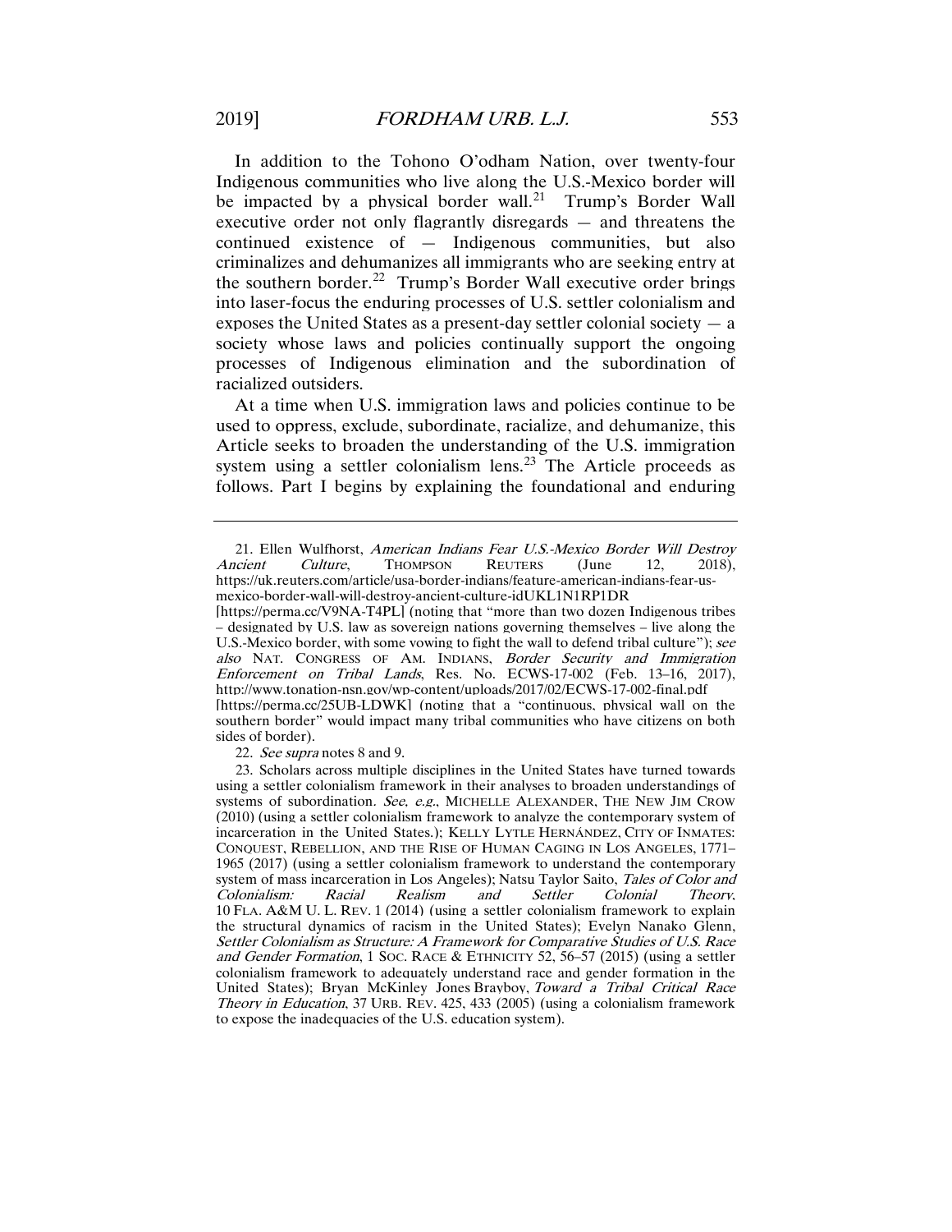In addition to the Tohono O'odham Nation, over twenty-four Indigenous communities who live along the U.S.-Mexico border will be impacted by a physical border wall.[21] Trump's Border Wall executive order not only flagrantly disregards — and threatens the continued existence of — Indigenous communities, but also criminalizes and dehumanizes all immigrants who are seeking entry at the southern border.[22] Trump's Border Wall executive order brings into laser-focus the enduring processes of U.S. settler colonialism and exposes the United States as a present-day settler colonial society — a society whose laws and policies continually support the ongoing processes of Indigenous elimination and the subordination of racialized outsiders.

At a time when U.S. immigration laws and policies continue to be used to oppress, exclude, subordinate, racialize, and dehumanize, this Article seeks to broaden the understanding of the U.S. immigration system using a settler colonialism lens.[23] The Article proceeds as follows. Part I begins by explaining the foundational and enduring

---

21. Ellen Wulfhorst, *American Indians Fear U.S.-Mexico Border Will Destroy Ancient Culture*, THOMPSON REUTERS (June 12, 2018), https://uk.reuters.com/article/usa-border-indians/feature-american-indians-fear-us-mexico-border-wall-will-destroy-ancient-culture-idUKL1N1RP1DR [https://perma.cc/V9NA-T4PL] (noting that "more than two dozen Indigenous tribes – designated by U.S. law as sovereign nations governing themselves – live along the U.S.-Mexico border, with some vowing to fight the wall to defend tribal culture"); *see also* NAT. CONGRESS OF AM. INDIANS, *Border Security and Immigration Enforcement on Tribal Lands*, Res. No. ECWS-17-002 (Feb. 13–16, 2017), http://www.tonation-nsn.gov/wp-content/uploads/2017/02/ECWS-17-002-final.pdf [https://perma.cc/25UB-LDWK] (noting that a "continuous, physical wall on the southern border" would impact many tribal communities who have citizens on both sides of border).

22. *See supra* notes 8 and 9.

23. Scholars across multiple disciplines in the United States have turned towards using a settler colonialism framework in their analyses to broaden understandings of systems of subordination. *See, e.g.*, MICHELLE ALEXANDER, THE NEW JIM CROW (2010) (using a settler colonialism framework to analyze the contemporary system of incarceration in the United States.); KELLY LYTLE HERNÁNDEZ, CITY OF INMATES: CONQUEST, REBELLION, AND THE RISE OF HUMAN CAGING IN LOS ANGELES, 1771–1965 (2017) (using a settler colonialism framework to understand the contemporary system of mass incarceration in Los Angeles); Natsu Taylor Saito, *Tales of Color and Colonialism: Racial Realism and Settler Colonial Theory*, 10 FLA. A&M U. L. REV. 1 (2014) (using a settler colonialism framework to explain the structural dynamics of racism in the United States); Evelyn Nanako Glenn, *Settler Colonialism as Structure: A Framework for Comparative Studies of U.S. Race and Gender Formation*, 1 SOC. RACE & ETHNICITY 52, 56–57 (2015) (using a settler colonialism framework to adequately understand race and gender formation in the United States); Bryan McKinley Jones Brayboy, *Toward a Tribal Critical Race Theory in Education*, 37 URB. REV. 425, 433 (2005) (using a colonialism framework to expose the inadequacies of the U.S. education system).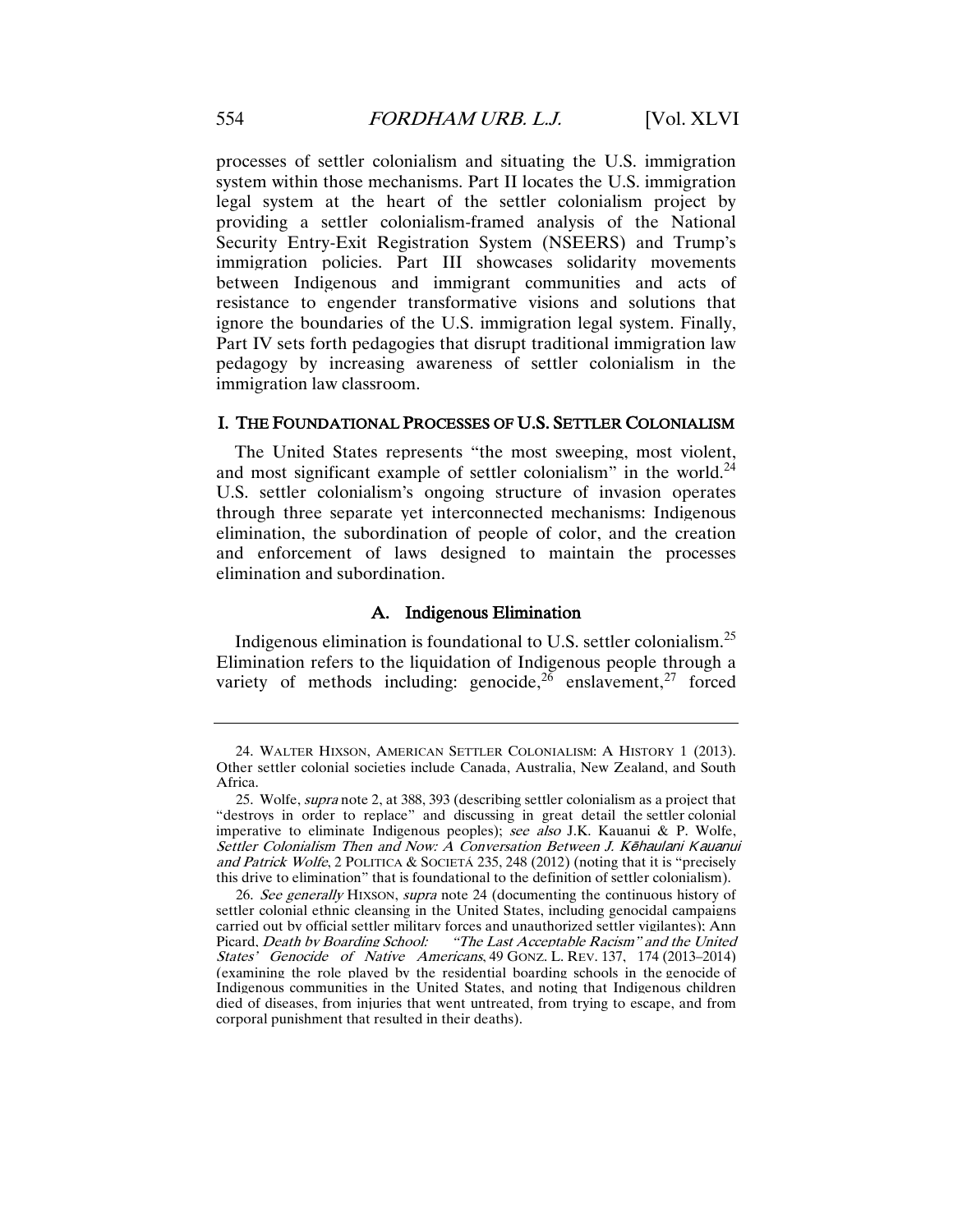processes of settler colonialism and situating the U.S. immigration system within those mechanisms. Part II locates the U.S. immigration legal system at the heart of the settler colonialism project by providing a settler colonialism-framed analysis of the National Security Entry-Exit Registration System (NSEERS) and Trump's immigration policies. Part III showcases solidarity movements between Indigenous and immigrant communities and acts of resistance to engender transformative visions and solutions that ignore the boundaries of the U.S. immigration legal system. Finally, Part IV sets forth pedagogies that disrupt traditional immigration law pedagogy by increasing awareness of settler colonialism in the immigration law classroom.

## I. THE FOUNDATIONAL PROCESSES OF U.S. SETTLER COLONIALISM

The United States represents "the most sweeping, most violent, and most significant example of settler colonialism" in the world.[24] U.S. settler colonialism's ongoing structure of invasion operates through three separate yet interconnected mechanisms: Indigenous elimination, the subordination of people of color, and the creation and enforcement of laws designed to maintain the processes elimination and subordination.

### A. Indigenous Elimination

Indigenous elimination is foundational to U.S. settler colonialism.[25] Elimination refers to the liquidation of Indigenous people through a variety of methods including: genocide,[26] enslavement,[27] forced

---

24. WALTER HIXSON, AMERICAN SETTLER COLONIALISM: A HISTORY 1 (2013). Other settler colonial societies include Canada, Australia, New Zealand, and South Africa.

25. Wolfe, *supra* note 2, at 388, 393 (describing settler colonialism as a project that "destroys in order to replace" and discussing in great detail the settler colonial imperative to eliminate Indigenous peoples); *see also* J.K. Kauanui & P. Wolfe, *Settler Colonialism Then and Now: A Conversation Between J. Kēhaulani Kauanui and Patrick Wolfe*, 2 POLITICA & SOCIETÁ 235, 248 (2012) (noting that it is "precisely this drive to elimination" that is foundational to the definition of settler colonialism).

26. *See generally* HIXSON, *supra* note 24 (documenting the continuous history of settler colonial ethnic cleansing in the United States, including genocidal campaigns carried out by official settler military forces and unauthorized settler vigilantes); Ann Picard, *Death by Boarding School: "The Last Acceptable Racism" and the United States' Genocide of Native Americans*, 49 GONZ. L. REV. 137, 174 (2013–2014) (examining the role played by the residential boarding schools in the genocide of Indigenous communities in the United States, and noting that Indigenous children died of diseases, from injuries that went untreated, from trying to escape, and from corporal punishment that resulted in their deaths).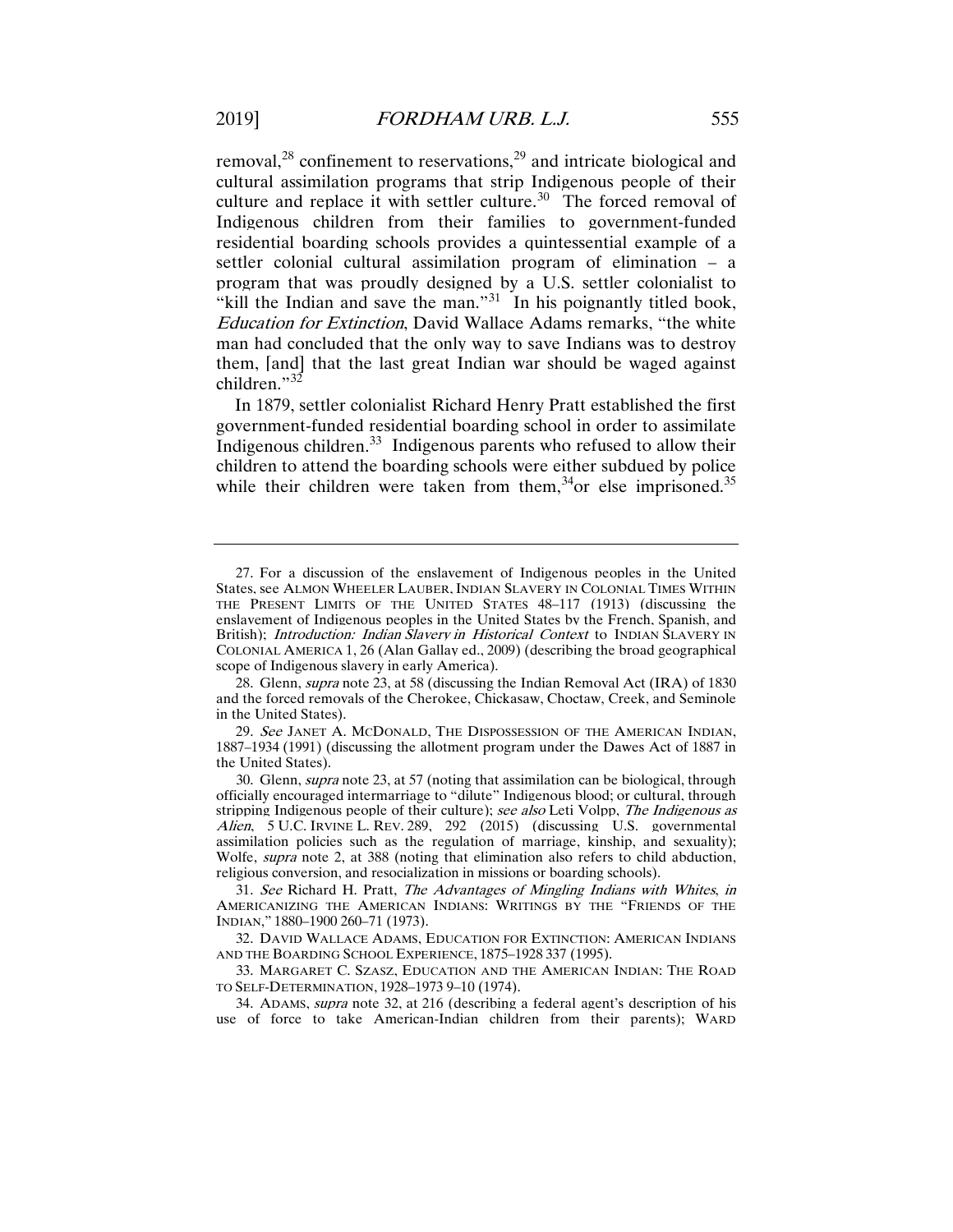removal,[28] confinement to reservations,[29] and intricate biological and cultural assimilation programs that strip Indigenous people of their culture and replace it with settler culture.[30] The forced removal of Indigenous children from their families to government-funded residential boarding schools provides a quintessential example of a settler colonial cultural assimilation program of elimination – a program that was proudly designed by a U.S. settler colonialist to "kill the Indian and save the man."[31] In his poignantly titled book, *Education for Extinction*, David Wallace Adams remarks, "the white man had concluded that the only way to save Indians was to destroy them, [and] that the last great Indian war should be waged against children."[32]

In 1879, settler colonialist Richard Henry Pratt established the first government-funded residential boarding school in order to assimilate Indigenous children.[33] Indigenous parents who refused to allow their children to attend the boarding schools were either subdued by police while their children were taken from them,[34] or else imprisoned.[35]

---

27. For a discussion of the enslavement of Indigenous peoples in the United States, see ALMON WHEELER LAUBER, INDIAN SLAVERY IN COLONIAL TIMES WITHIN THE PRESENT LIMITS OF THE UNITED STATES 48–117 (1913) (discussing the enslavement of Indigenous peoples in the United States by the French, Spanish, and British); *Introduction: Indian Slavery in Historical Context* to INDIAN SLAVERY IN COLONIAL AMERICA 1, 26 (Alan Gallay ed., 2009) (describing the broad geographical scope of Indigenous slavery in early America).

28. Glenn, *supra* note 23, at 58 (discussing the Indian Removal Act (IRA) of 1830 and the forced removals of the Cherokee, Chickasaw, Choctaw, Creek, and Seminole in the United States).

29. *See* JANET A. MCDONALD, THE DISPOSSESSION OF THE AMERICAN INDIAN, 1887–1934 (1991) (discussing the allotment program under the Dawes Act of 1887 in the United States).

30. Glenn, *supra* note 23, at 57 (noting that assimilation can be biological, through officially encouraged intermarriage to "dilute" Indigenous blood; or cultural, through stripping Indigenous people of their culture); *see also* Leti Volpp, *The Indigenous as Alien*, 5 U.C. IRVINE L. REV. 289, 292 (2015) (discussing U.S. governmental assimilation policies such as the regulation of marriage, kinship, and sexuality); Wolfe, *supra* note 2, at 388 (noting that elimination also refers to child abduction, religious conversion, and resocialization in missions or boarding schools).

31. *See* Richard H. Pratt, *The Advantages of Mingling Indians with Whites*, *in* AMERICANIZING THE AMERICAN INDIANS: WRITINGS BY THE "FRIENDS OF THE INDIAN," 1880–1900 260–71 (1973).

32. DAVID WALLACE ADAMS, EDUCATION FOR EXTINCTION: AMERICAN INDIANS AND THE BOARDING SCHOOL EXPERIENCE, 1875–1928 337 (1995).

33. MARGARET C. SZASZ, EDUCATION AND THE AMERICAN INDIAN: THE ROAD TO SELF-DETERMINATION, 1928–1973 9–10 (1974).

34. ADAMS, *supra* note 32, at 216 (describing a federal agent's description of his use of force to take American-Indian children from their parents); WARD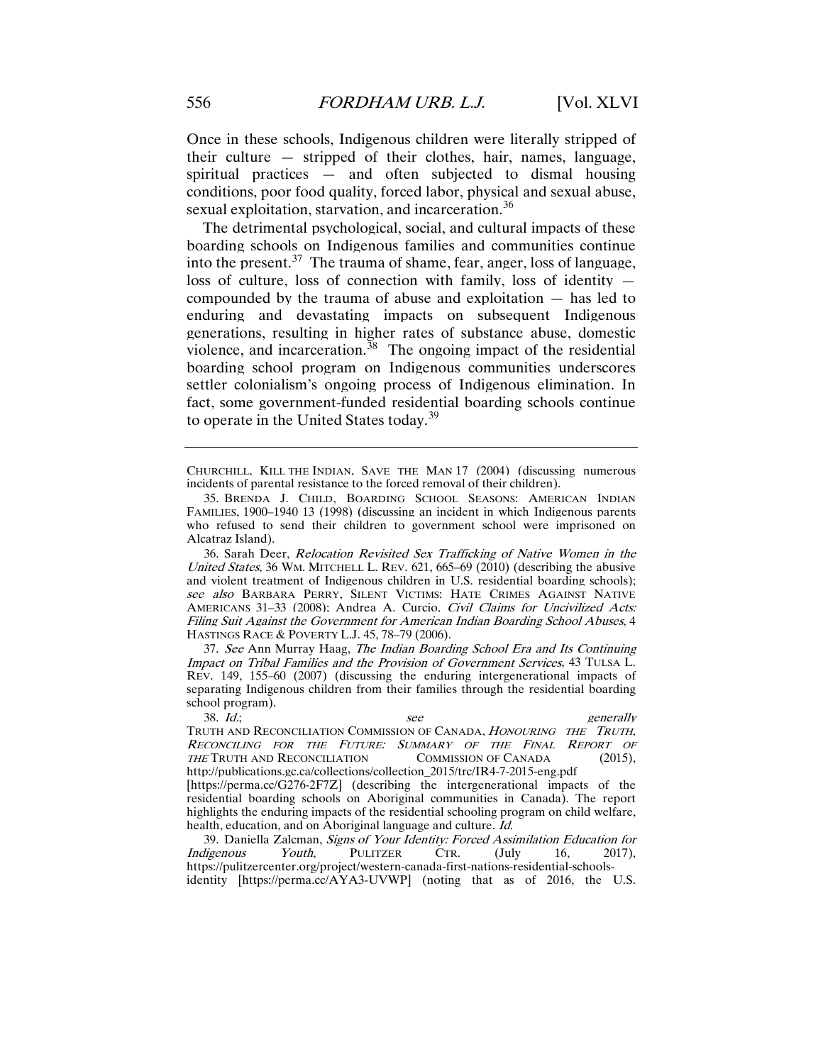Once in these schools, Indigenous children were literally stripped of their culture — stripped of their clothes, hair, names, language, spiritual practices — and often subjected to dismal housing conditions, poor food quality, forced labor, physical and sexual abuse, sexual exploitation, starvation, and incarceration.[36]

The detrimental psychological, social, and cultural impacts of these boarding schools on Indigenous families and communities continue into the present.[37] The trauma of shame, fear, anger, loss of language, loss of culture, loss of connection with family, loss of identity — compounded by the trauma of abuse and exploitation — has led to enduring and devastating impacts on subsequent Indigenous generations, resulting in higher rates of substance abuse, domestic violence, and incarceration.[38] The ongoing impact of the residential boarding school program on Indigenous communities underscores settler colonialism's ongoing process of Indigenous elimination. In fact, some government-funded residential boarding schools continue to operate in the United States today.[39]

---

CHURCHILL, KILL THE INDIAN, SAVE THE MAN 17 (2004) (discussing numerous incidents of parental resistance to the forced removal of their children).

35. BRENDA J. CHILD, BOARDING SCHOOL SEASONS: AMERICAN INDIAN FAMILIES, 1900–1940 13 (1998) (discussing an incident in which Indigenous parents who refused to send their children to government school were imprisoned on Alcatraz Island).

36. Sarah Deer, *Relocation Revisited Sex Trafficking of Native Women in the United States*, 36 WM. MITCHELL L. REV. 621, 665–69 (2010) (describing the abusive and violent treatment of Indigenous children in U.S. residential boarding schools); *see also* BARBARA PERRY, SILENT VICTIMS: HATE CRIMES AGAINST NATIVE AMERICANS 31–33 (2008); Andrea A. Curcio, *Civil Claims for Uncivilized Acts: Filing Suit Against the Government for American Indian Boarding School Abuses*, 4 HASTINGS RACE & POVERTY L.J. 45, 78–79 (2006).

37. *See* Ann Murray Haag, *The Indian Boarding School Era and Its Continuing Impact on Tribal Families and the Provision of Government Services*, 43 TULSA L. REV. 149, 155–60 (2007) (discussing the enduring intergenerational impacts of separating Indigenous children from their families through the residential boarding school program).

38. *Id.*; *see generally* TRUTH AND RECONCILIATION COMMISSION OF CANADA, *HONOURING THE TRUTH, RECONCILING FOR THE FUTURE: SUMMARY OF THE FINAL REPORT OF THE* TRUTH AND RECONCILIATION COMMISSION OF CANADA (2015), http://publications.gc.ca/collections/collection_2015/trc/IR4-7-2015-eng.pdf [https://perma.cc/G276-2F7Z] (describing the intergenerational impacts of the residential boarding schools on Aboriginal communities in Canada). The report highlights the enduring impacts of the residential schooling program on child welfare, health, education, and on Aboriginal language and culture. *Id.*

39. Daniella Zalcman, *Signs of Your Identity: Forced Assimilation Education for Indigenous Youth*, PULITZER CTR. (July 16, 2017), https://pulitzercenter.org/project/western-canada-first-nations-residential-schools-identity [https://perma.cc/AYA3-UVWP] (noting that as of 2016, the U.S.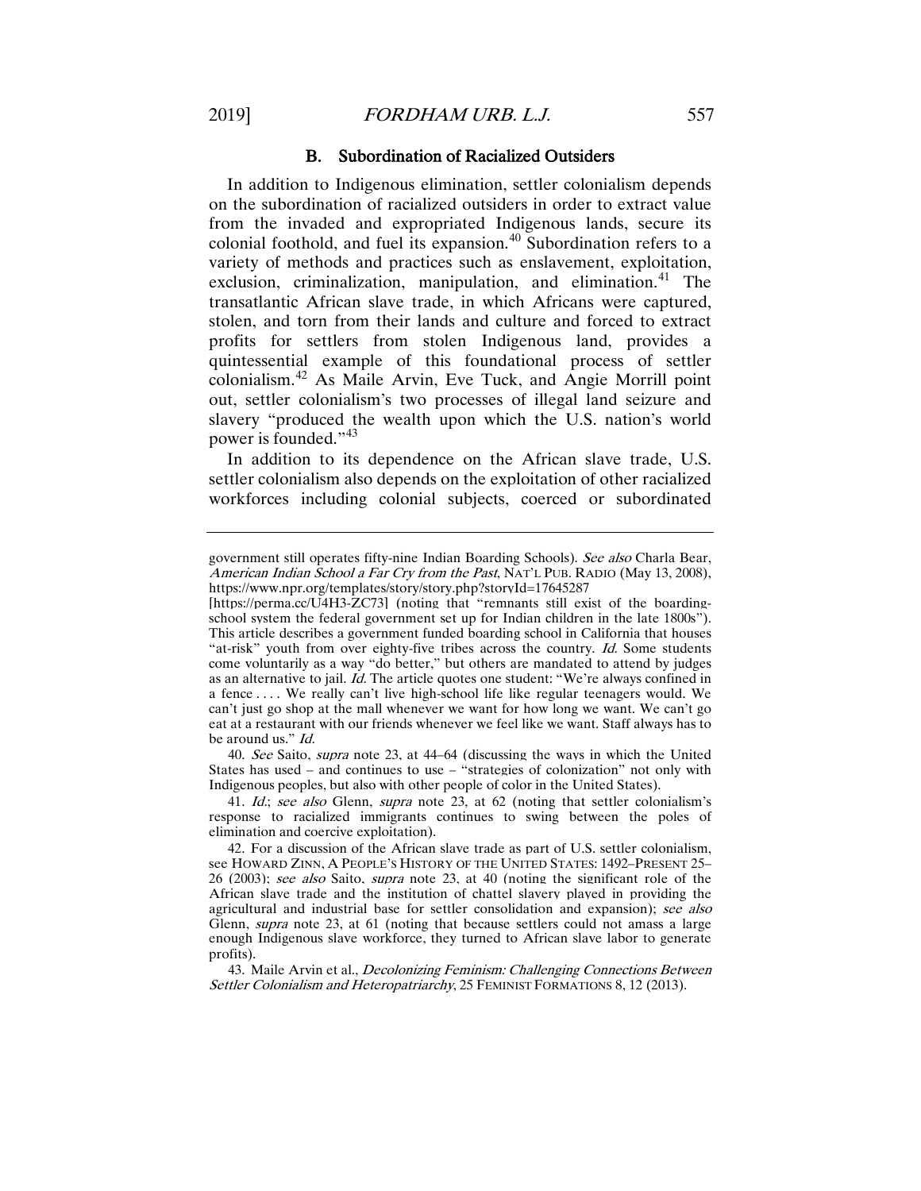### B. Subordination of Racialized Outsiders

In addition to Indigenous elimination, settler colonialism depends on the subordination of racialized outsiders in order to extract value from the invaded and expropriated Indigenous lands, secure its colonial foothold, and fuel its expansion.[40] Subordination refers to a variety of methods and practices such as enslavement, exploitation, exclusion, criminalization, manipulation, and elimination.[41] The transatlantic African slave trade, in which Africans were captured, stolen, and torn from their lands and culture and forced to extract profits for settlers from stolen Indigenous land, provides a quintessential example of this foundational process of settler colonialism.[42] As Maile Arvin, Eve Tuck, and Angie Morrill point out, settler colonialism's two processes of illegal land seizure and slavery "produced the wealth upon which the U.S. nation's world power is founded."[43]

In addition to its dependence on the African slave trade, U.S. settler colonialism also depends on the exploitation of other racialized workforces including colonial subjects, coerced or subordinated

---

government still operates fifty-nine Indian Boarding Schools). *See also* Charla Bear, *American Indian School a Far Cry from the Past*, NAT'L PUB. RADIO (May 13, 2008), https://www.npr.org/templates/story/story.php?storyId=17645287 [https://perma.cc/U4H3-ZC73] (noting that "remnants still exist of the boarding-school system the federal government set up for Indian children in the late 1800s"). This article describes a government funded boarding school in California that houses "at-risk" youth from over eighty-five tribes across the country. *Id.* Some students come voluntarily as a way "do better," but others are mandated to attend by judges as an alternative to jail. *Id.* The article quotes one student: "We're always confined in a fence . . . . We really can't live high-school life like regular teenagers would. We can't just go shop at the mall whenever we want for how long we want. We can't go eat at a restaurant with our friends whenever we feel like we want. Staff always has to be around us." *Id.*

40. *See* Saito, *supra* note 23, at 44–64 (discussing the ways in which the United States has used – and continues to use – "strategies of colonization" not only with Indigenous peoples, but also with other people of color in the United States).

41. *Id.*; *see also* Glenn, *supra* note 23, at 62 (noting that settler colonialism's response to racialized immigrants continues to swing between the poles of elimination and coercive exploitation).

42. For a discussion of the African slave trade as part of U.S. settler colonialism, see HOWARD ZINN, A PEOPLE'S HISTORY OF THE UNITED STATES: 1492–PRESENT 25–26 (2003); *see also* Saito, *supra* note 23, at 40 (noting the significant role of the African slave trade and the institution of chattel slavery played in providing the agricultural and industrial base for settler consolidation and expansion); *see also* Glenn, *supra* note 23, at 61 (noting that because settlers could not amass a large enough Indigenous slave workforce, they turned to African slave labor to generate profits).

43. Maile Arvin et al., *Decolonizing Feminism: Challenging Connections Between Settler Colonialism and Heteropatriarchy*, 25 FEMINIST FORMATIONS 8, 12 (2013).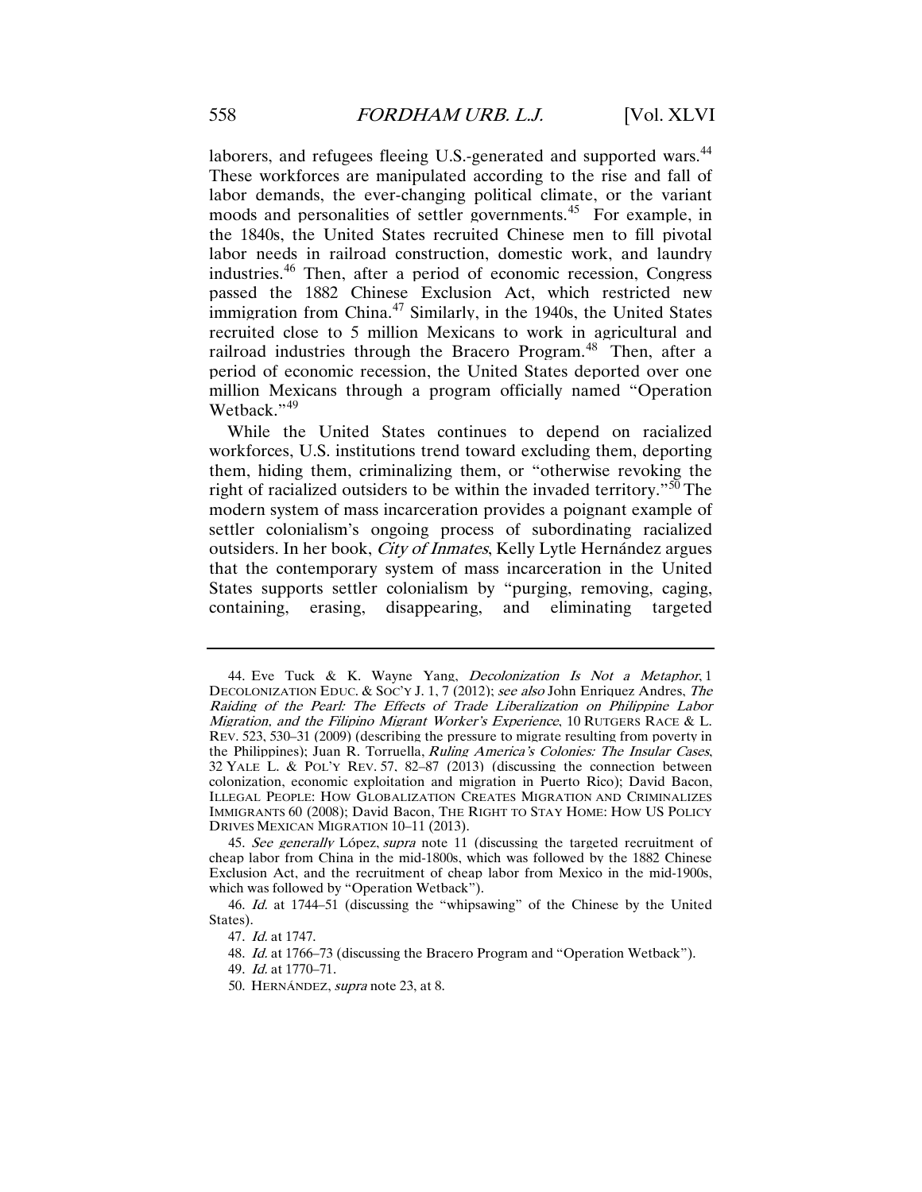laborers, and refugees fleeing U.S.-generated and supported wars.[44] These workforces are manipulated according to the rise and fall of labor demands, the ever-changing political climate, or the variant moods and personalities of settler governments.[45] For example, in the 1840s, the United States recruited Chinese men to fill pivotal labor needs in railroad construction, domestic work, and laundry industries.[46] Then, after a period of economic recession, Congress passed the 1882 Chinese Exclusion Act, which restricted new immigration from China.[47] Similarly, in the 1940s, the United States recruited close to 5 million Mexicans to work in agricultural and railroad industries through the Bracero Program.[48] Then, after a period of economic recession, the United States deported over one million Mexicans through a program officially named "Operation Wetback."[49]

While the United States continues to depend on racialized workforces, U.S. institutions trend toward excluding them, deporting them, hiding them, criminalizing them, or "otherwise revoking the right of racialized outsiders to be within the invaded territory."[50] The modern system of mass incarceration provides a poignant example of settler colonialism's ongoing process of subordinating racialized outsiders. In her book, *City of Inmates*, Kelly Lytle Hernández argues that the contemporary system of mass incarceration in the United States supports settler colonialism by "purging, removing, caging, containing, erasing, disappearing, and eliminating targeted

---

44. Eve Tuck & K. Wayne Yang, *Decolonization Is Not a Metaphor*, 1 DECOLONIZATION EDUC. & SOC'Y J. 1, 7 (2012); *see also* John Enriquez Andres, *The Raiding of the Pearl: The Effects of Trade Liberalization on Philippine Labor Migration, and the Filipino Migrant Worker's Experience*, 10 RUTGERS RACE & L. REV. 523, 530–31 (2009) (describing the pressure to migrate resulting from poverty in the Philippines); Juan R. Torruella, *Ruling America's Colonies: The Insular Cases*, 32 YALE L. & POL'Y REV. 57, 82–87 (2013) (discussing the connection between colonization, economic exploitation and migration in Puerto Rico); David Bacon, ILLEGAL PEOPLE: HOW GLOBALIZATION CREATES MIGRATION AND CRIMINALIZES IMMIGRANTS 60 (2008); David Bacon, THE RIGHT TO STAY HOME: HOW US POLICY DRIVES MEXICAN MIGRATION 10–11 (2013).

45. *See generally* López, *supra* note 11 (discussing the targeted recruitment of cheap labor from China in the mid-1800s, which was followed by the 1882 Chinese Exclusion Act, and the recruitment of cheap labor from Mexico in the mid-1900s, which was followed by "Operation Wetback").

46. *Id.* at 1744–51 (discussing the "whipsawing" of the Chinese by the United States).

47. *Id.* at 1747.

48. *Id.* at 1766–73 (discussing the Bracero Program and "Operation Wetback").

49. *Id.* at 1770–71.

50. HERNÁNDEZ, *supra* note 23, at 8.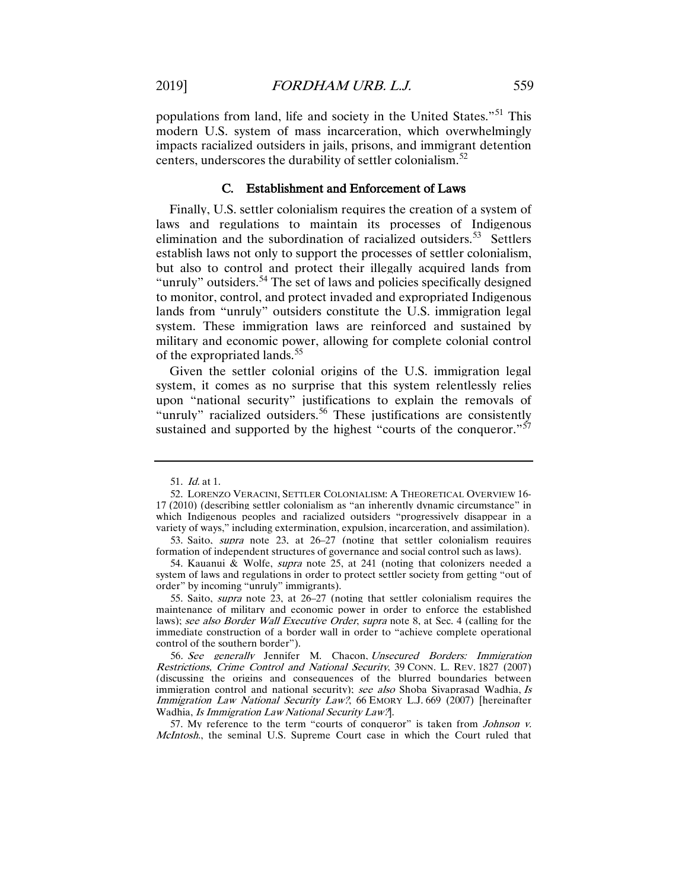populations from land, life and society in the United States."[51] This modern U.S. system of mass incarceration, which overwhelmingly impacts racialized outsiders in jails, prisons, and immigrant detention centers, underscores the durability of settler colonialism.[52]

### C. Establishment and Enforcement of Laws

Finally, U.S. settler colonialism requires the creation of a system of laws and regulations to maintain its processes of Indigenous elimination and the subordination of racialized outsiders.[53] Settlers establish laws not only to support the processes of settler colonialism, but also to control and protect their illegally acquired lands from "unruly" outsiders.[54] The set of laws and policies specifically designed to monitor, control, and protect invaded and expropriated Indigenous lands from "unruly" outsiders constitute the U.S. immigration legal system. These immigration laws are reinforced and sustained by military and economic power, allowing for complete colonial control of the expropriated lands.[55]

Given the settler colonial origins of the U.S. immigration legal system, it comes as no surprise that this system relentlessly relies upon "national security" justifications to explain the removals of "unruly" racialized outsiders.[56] These justifications are consistently sustained and supported by the highest "courts of the conqueror."[57]

---

51. *Id.* at 1.

52. LORENZO VERACINI, SETTLER COLONIALISM: A THEORETICAL OVERVIEW 16-17 (2010) (describing settler colonialism as "an inherently dynamic circumstance" in which Indigenous peoples and racialized outsiders "progressively disappear in a variety of ways," including extermination, expulsion, incarceration, and assimilation).

53. Saito, *supra* note 23, at 26–27 (noting that settler colonialism requires formation of independent structures of governance and social control such as laws).

54. Kauanui & Wolfe, *supra* note 25, at 241 (noting that colonizers needed a system of laws and regulations in order to protect settler society from getting "out of order" by incoming "unruly" immigrants).

55. Saito, *supra* note 23, at 26–27 (noting that settler colonialism requires the maintenance of military and economic power in order to enforce the established laws); *see also Border Wall Executive Order*, *supra* note 8, at Sec. 4 (calling for the immediate construction of a border wall in order to "achieve complete operational control of the southern border").

56. *See generally* Jennifer M. Chacon, *Unsecured Borders: Immigration Restrictions, Crime Control and National Security*, 39 CONN. L. REV. 1827 (2007) (discussing the origins and consequences of the blurred boundaries between immigration control and national security); *see also* Shoba Sivaprasad Wadhia, *Is Immigration Law National Security Law?*, 66 EMORY L.J. 669 (2007) [hereinafter Wadhia, *Is Immigration Law National Security Law?*].

57. My reference to the term "courts of conqueror" is taken from *Johnson v. McIntosh.*, the seminal U.S. Supreme Court case in which the Court ruled that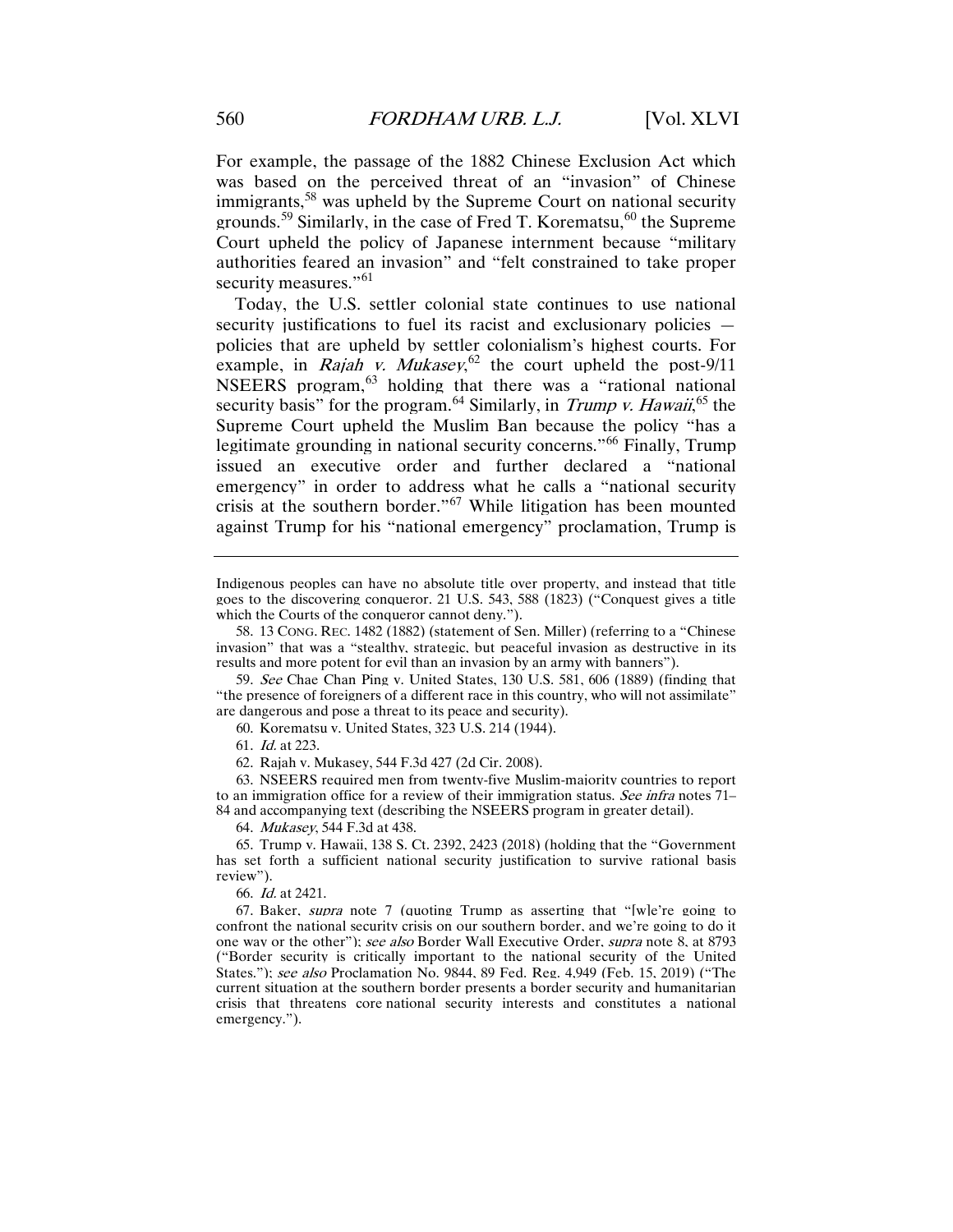For example, the passage of the 1882 Chinese Exclusion Act which was based on the perceived threat of an "invasion" of Chinese immigrants,[58] was upheld by the Supreme Court on national security grounds.[59] Similarly, in the case of Fred T. Korematsu,[60] the Supreme Court upheld the policy of Japanese internment because "military authorities feared an invasion" and "felt constrained to take proper security measures."[61]

Today, the U.S. settler colonial state continues to use national security justifications to fuel its racist and exclusionary policies — policies that are upheld by settler colonialism's highest courts. For example, in *Rajah v. Mukasey*,[62] the court upheld the post-9/11 NSEERS program,[63] holding that there was a "rational national security basis" for the program.[64] Similarly, in *Trump v. Hawaii*,[65] the Supreme Court upheld the Muslim Ban because the policy "has a legitimate grounding in national security concerns."[66] Finally, Trump issued an executive order and further declared a "national emergency" in order to address what he calls a "national security crisis at the southern border."[67] While litigation has been mounted against Trump for his "national emergency" proclamation, Trump is

---

Indigenous peoples can have no absolute title over property, and instead that title goes to the discovering conqueror. 21 U.S. 543, 588 (1823) ("Conquest gives a title which the Courts of the conqueror cannot deny.").

58. 13 CONG. REC. 1482 (1882) (statement of Sen. Miller) (referring to a "Chinese invasion" that was a "stealthy, strategic, but peaceful invasion as destructive in its results and more potent for evil than an invasion by an army with banners").

59. *See* Chae Chan Ping v. United States, 130 U.S. 581, 606 (1889) (finding that "the presence of foreigners of a different race in this country, who will not assimilate" are dangerous and pose a threat to its peace and security).

60. Korematsu v. United States, 323 U.S. 214 (1944).

61. *Id.* at 223.

62. Rajah v. Mukasey, 544 F.3d 427 (2d Cir. 2008).

63. NSEERS required men from twenty-five Muslim-majority countries to report to an immigration office for a review of their immigration status. *See infra* notes 71–84 and accompanying text (describing the NSEERS program in greater detail).

64. *Mukasey*, 544 F.3d at 438.

65. Trump v. Hawaii, 138 S. Ct. 2392, 2423 (2018) (holding that the "Government has set forth a sufficient national security justification to survive rational basis review").

66. *Id.* at 2421.

67. Baker, *supra* note 7 (quoting Trump as asserting that "[w]e're going to confront the national security crisis on our southern border, and we're going to do it one way or the other"); *see also* Border Wall Executive Order, *supra* note 8, at 8793 ("Border security is critically important to the national security of the United States."); *see also* Proclamation No. 9844, 89 Fed. Reg. 4,949 (Feb. 15, 2019) ("The current situation at the southern border presents a border security and humanitarian crisis that threatens core national security interests and constitutes a national emergency.").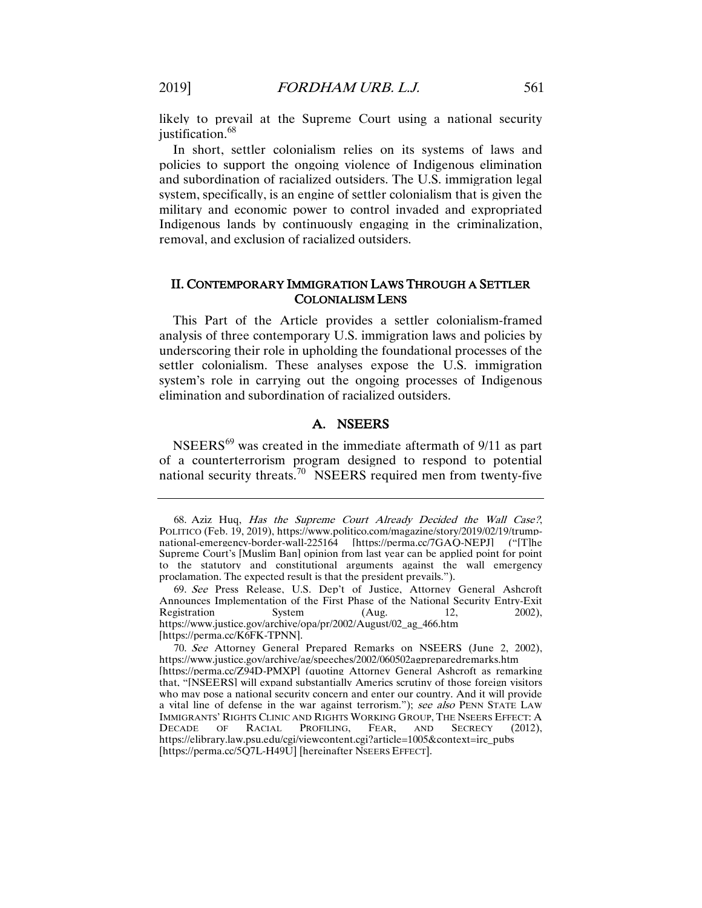likely to prevail at the Supreme Court using a national security justification.[68]

In short, settler colonialism relies on its systems of laws and policies to support the ongoing violence of Indigenous elimination and subordination of racialized outsiders. The U.S. immigration legal system, specifically, is an engine of settler colonialism that is given the military and economic power to control invaded and expropriated Indigenous lands by continuously engaging in the criminalization, removal, and exclusion of racialized outsiders.

## II. Contemporary Immigration Laws Through a Settler Colonialism Lens

This Part of the Article provides a settler colonialism-framed analysis of three contemporary U.S. immigration laws and policies by underscoring their role in upholding the foundational processes of the settler colonialism. These analyses expose the U.S. immigration system's role in carrying out the ongoing processes of Indigenous elimination and subordination of racialized outsiders.

### A. NSEERS

NSEERS[69] was created in the immediate aftermath of 9/11 as part of a counterterrorism program designed to respond to potential national security threats.[70] NSEERS required men from twenty-five

---

68. Aziz Huq, *Has the Supreme Court Already Decided the Wall Case?*, POLITICO (Feb. 19, 2019), https://www.politico.com/magazine/story/2019/02/19/trump-national-emergency-border-wall-225164 [https://perma.cc/7GAQ-NEPJ] ("[T]he Supreme Court's [Muslim Ban] opinion from last year can be applied point for point to the statutory and constitutional arguments against the wall emergency proclamation. The expected result is that the president prevails.").

69. *See* Press Release, U.S. Dep't of Justice, Attorney General Ashcroft Announces Implementation of the First Phase of the National Security Entry-Exit Registration System (Aug. 12, 2002), https://www.justice.gov/archive/opa/pr/2002/August/02_ag_466.htm [https://perma.cc/K6FK-TPNN].

70. *See* Attorney General Prepared Remarks on NSEERS (June 2, 2002), https://www.justice.gov/archive/ag/speeches/2002/060502agpreparedremarks.htm [https://perma.cc/Z94D-PMXP] (quoting Attorney General Ashcroft as remarking that, "[NSEERS] will expand substantially Americs scrutiny of those foreign visitors who may pose a national security concern and enter our country. And it will provide a vital line of defense in the war against terrorism."); *see also* PENN STATE LAW IMMIGRANTS' RIGHTS CLINIC AND RIGHTS WORKING GROUP, THE NSEERS EFFECT: A DECADE OF RACIAL PROFILING, FEAR, AND SECRECY (2012), https://elibrary.law.psu.edu/cgi/viewcontent.cgi?article=1005&context=irc_pubs [https://perma.cc/5Q7L-H49U] [hereinafter NSEERS EFFECT].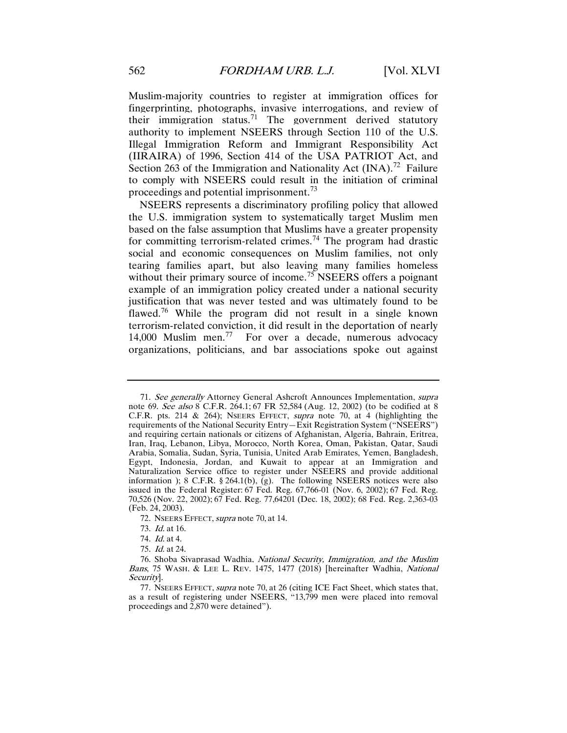Muslim-majority countries to register at immigration offices for fingerprinting, photographs, invasive interrogations, and review of their immigration status.[71] The government derived statutory authority to implement NSEERS through Section 110 of the U.S. Illegal Immigration Reform and Immigrant Responsibility Act (IIRAIRA) of 1996, Section 414 of the USA PATRIOT Act, and Section 263 of the Immigration and Nationality Act (INA).[72] Failure to comply with NSEERS could result in the initiation of criminal proceedings and potential imprisonment.[73]

NSEERS represents a discriminatory profiling policy that allowed the U.S. immigration system to systematically target Muslim men based on the false assumption that Muslims have a greater propensity for committing terrorism-related crimes.[74] The program had drastic social and economic consequences on Muslim families, not only tearing families apart, but also leaving many families homeless without their primary source of income.[75] NSEERS offers a poignant example of an immigration policy created under a national security justification that was never tested and was ultimately found to be flawed.[76] While the program did not result in a single known terrorism-related conviction, it did result in the deportation of nearly 14,000 Muslim men.[77] For over a decade, numerous advocacy organizations, politicians, and bar associations spoke out against

---

71. *See generally* Attorney General Ashcroft Announces Implementation, *supra* note 69. *See also* 8 C.F.R. 264.1; 67 FR 52,584 (Aug. 12, 2002) (to be codified at 8 C.F.R. pts. 214 & 264); NSEERS EFFECT, *supra* note 70, at 4 (highlighting the requirements of the National Security Entry—Exit Registration System ("NSEERS") and requiring certain nationals or citizens of Afghanistan, Algeria, Bahrain, Eritrea, Iran, Iraq, Lebanon, Libya, Morocco, North Korea, Oman, Pakistan, Qatar, Saudi Arabia, Somalia, Sudan, Syria, Tunisia, United Arab Emirates, Yemen, Bangladesh, Egypt, Indonesia, Jordan, and Kuwait to appear at an Immigration and Naturalization Service office to register under NSEERS and provide additional information ); 8 C.F.R. § 264.1(b), (g). The following NSEERS notices were also issued in the Federal Register: 67 Fed. Reg. 67,766-01 (Nov. 6, 2002); 67 Fed. Reg. 70,526 (Nov. 22, 2002); 67 Fed. Reg. 77,64201 (Dec. 18, 2002); 68 Fed. Reg. 2,363-03 (Feb. 24, 2003).

72. NSEERS EFFECT, *supra* note 70, at 14.

73. *Id.* at 16.

74. *Id.* at 4.

75. *Id.* at 24.

76. Shoba Sivaprasad Wadhia, *National Security, Immigration, and the Muslim Bans*, 75 WASH. & LEE L. REV. 1475, 1477 (2018) [hereinafter Wadhia, *National Security*].

77. NSEERS EFFECT, *supra* note 70, at 26 (citing ICE Fact Sheet, which states that, as a result of registering under NSEERS, "13,799 men were placed into removal proceedings and 2,870 were detained").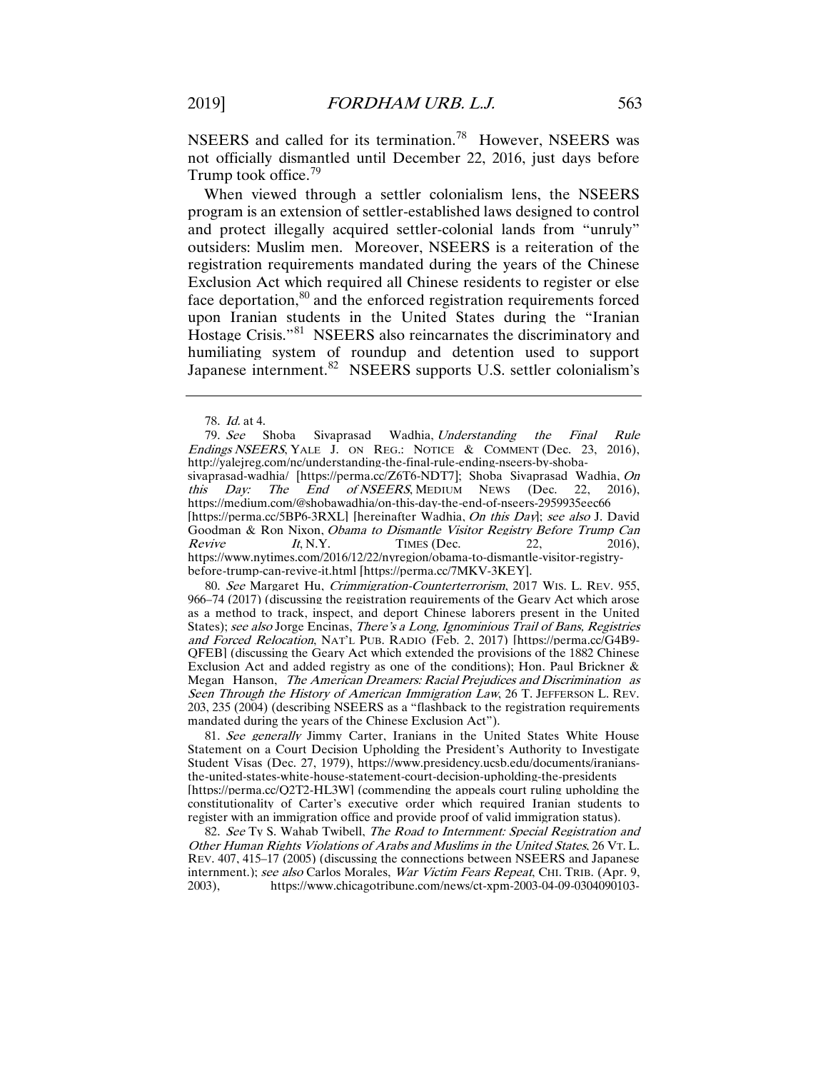NSEERS and called for its termination.[78] However, NSEERS was not officially dismantled until December 22, 2016, just days before Trump took office.[79]

When viewed through a settler colonialism lens, the NSEERS program is an extension of settler-established laws designed to control and protect illegally acquired settler-colonial lands from "unruly" outsiders: Muslim men. Moreover, NSEERS is a reiteration of the registration requirements mandated during the years of the Chinese Exclusion Act which required all Chinese residents to register or else face deportation,[80] and the enforced registration requirements forced upon Iranian students in the United States during the "Iranian Hostage Crisis."[81] NSEERS also reincarnates the discriminatory and humiliating system of roundup and detention used to support Japanese internment.[82] NSEERS supports U.S. settler colonialism's

---

78. *Id.* at 4.

79. *See* Shoba Sivaprasad Wadhia, *Understanding the Final Rule Endings NSEERS*, YALE J. ON REG.: NOTICE & COMMENT (Dec. 23, 2016), http://yalejreg.com/nc/understanding-the-final-rule-ending-nseers-by-shoba-sivaprasad-wadhia/ [https://perma.cc/Z6T6-NDT7]; Shoba Sivaprasad Wadhia, *On this Day: The End of NSEERS*, MEDIUM NEWS (Dec. 22, 2016), https://medium.com/@shobawadhia/on-this-day-the-end-of-nseers-2959935eec66 [https://perma.cc/5BP6-3RXL] [hereinafter Wadhia, *On this Day*]; *see also* J. David Goodman & Ron Nixon, *Obama to Dismantle Visitor Registry Before Trump Can Revive It*, N.Y. TIMES (Dec. 22, 2016), https://www.nytimes.com/2016/12/22/nyregion/obama-to-dismantle-visitor-registry-before-trump-can-revive-it.html [https://perma.cc/7MKV-3KEY].

80. *See* Margaret Hu, *Crimmigration-Counterterrorism*, 2017 WIS. L. REV. 955, 966–74 (2017) (discussing the registration requirements of the Geary Act which arose as a method to track, inspect, and deport Chinese laborers present in the United States); *see also* Jorge Encinas, *There's a Long, Ignominious Trail of Bans, Registries and Forced Relocation*, NAT'L PUB. RADIO (Feb. 2, 2017) [https://perma.cc/G4B9-QFEB] (discussing the Geary Act which extended the provisions of the 1882 Chinese Exclusion Act and added registry as one of the conditions); Hon. Paul Brickner & Megan Hanson, *The American Dreamers: Racial Prejudices and Discrimination as Seen Through the History of American Immigration Law*, 26 T. JEFFERSON L. REV. 203, 235 (2004) (describing NSEERS as a "flashback to the registration requirements mandated during the years of the Chinese Exclusion Act").

81. *See generally* Jimmy Carter, Iranians in the United States White House Statement on a Court Decision Upholding the President's Authority to Investigate Student Visas (Dec. 27, 1979), https://www.presidency.ucsb.edu/documents/iranians-the-united-states-white-house-statement-court-decision-upholding-the-presidents [https://perma.cc/Q2T2-HL3W] (commending the appeals court ruling upholding the constitutionality of Carter's executive order which required Iranian students to register with an immigration office and provide proof of valid immigration status).

82. *See* Ty S. Wahab Twibell, *The Road to Internment: Special Registration and Other Human Rights Violations of Arabs and Muslims in the United States*, 26 VT. L. REV. 407, 415–17 (2005) (discussing the connections between NSEERS and Japanese internment.); *see also* Carlos Morales, *War Victim Fears Repeat*, CHI. TRIB. (Apr. 9, 2003), https://www.chicagotribune.com/news/ct-xpm-2003-04-09-0304090103-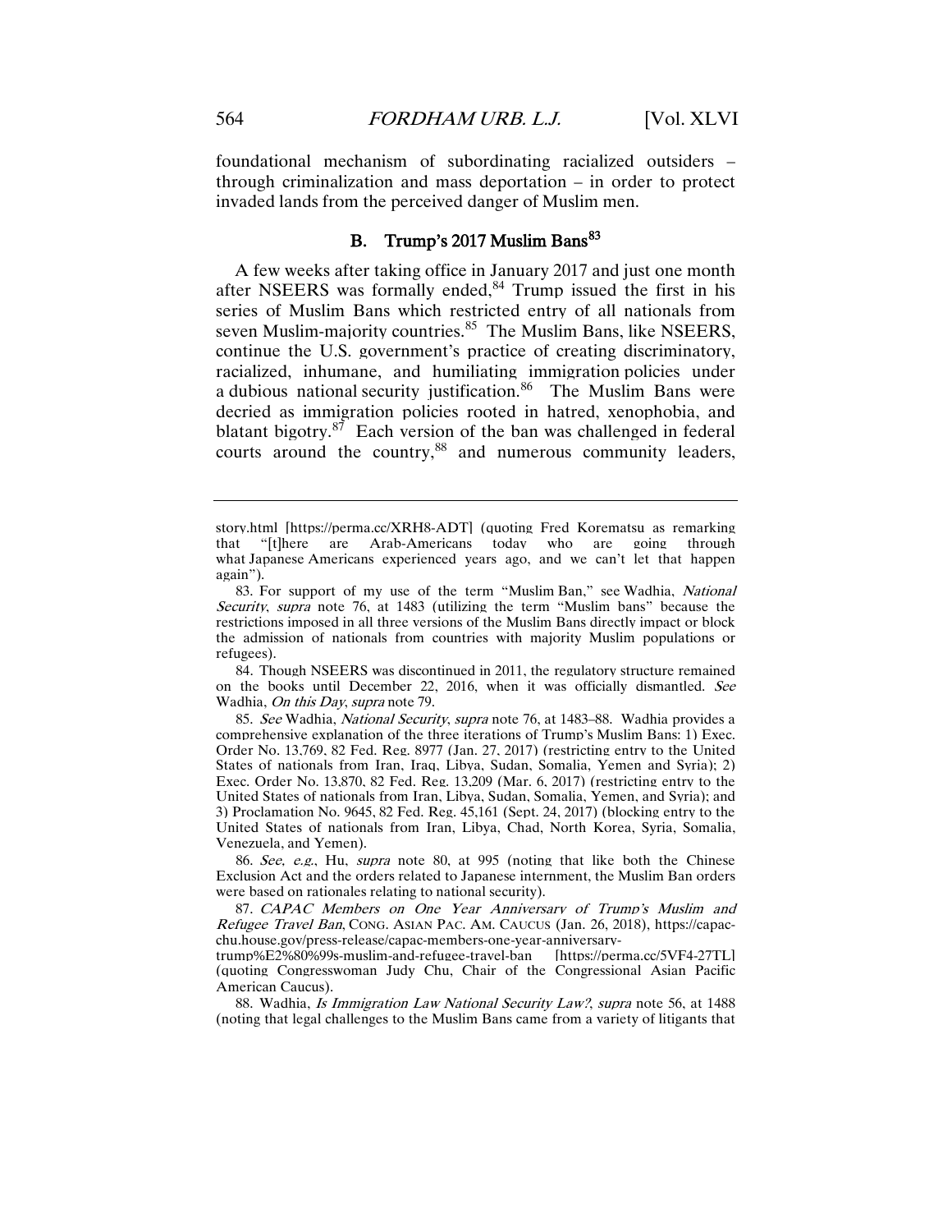foundational mechanism of subordinating racialized outsiders – through criminalization and mass deportation – in order to protect invaded lands from the perceived danger of Muslim men.

### B. Trump's 2017 Muslim Bans[83]

A few weeks after taking office in January 2017 and just one month after NSEERS was formally ended,[84] Trump issued the first in his series of Muslim Bans which restricted entry of all nationals from seven Muslim-majority countries.[85] The Muslim Bans, like NSEERS, continue the U.S. government's practice of creating discriminatory, racialized, inhumane, and humiliating immigration policies under a dubious national security justification.[86] The Muslim Bans were decried as immigration policies rooted in hatred, xenophobia, and blatant bigotry.[87] Each version of the ban was challenged in federal courts around the country,[88] and numerous community leaders,

---

story.html [https://perma.cc/XRH8-ADT] (quoting Fred Korematsu as remarking that "[t]here are Arab-Americans today who are going through what Japanese Americans experienced years ago, and we can't let that happen again").

83. For support of my use of the term "Muslim Ban," see Wadhia, *National Security*, *supra* note 76, at 1483 (utilizing the term "Muslim bans" because the restrictions imposed in all three versions of the Muslim Bans directly impact or block the admission of nationals from countries with majority Muslim populations or refugees).

84. Though NSEERS was discontinued in 2011, the regulatory structure remained on the books until December 22, 2016, when it was officially dismantled. *See* Wadhia, *On this Day*, *supra* note 79.

85. *See* Wadhia, *National Security*, *supra* note 76, at 1483–88. Wadhia provides a comprehensive explanation of the three iterations of Trump's Muslim Bans: 1) Exec. Order No. 13,769, 82 Fed. Reg. 8977 (Jan. 27, 2017) (restricting entry to the United States of nationals from Iran, Iraq, Libya, Sudan, Somalia, Yemen and Syria); 2) Exec. Order No. 13,870, 82 Fed. Reg. 13,209 (Mar. 6, 2017) (restricting entry to the United States of nationals from Iran, Libya, Sudan, Somalia, Yemen, and Syria); and 3) Proclamation No. 9645, 82 Fed. Reg. 45,161 (Sept. 24, 2017) (blocking entry to the United States of nationals from Iran, Libya, Chad, North Korea, Syria, Somalia, Venezuela, and Yemen).

86. *See, e.g.*, Hu, *supra* note 80, at 995 (noting that like both the Chinese Exclusion Act and the orders related to Japanese internment, the Muslim Ban orders were based on rationales relating to national security).

87. *CAPAC Members on One Year Anniversary of Trump's Muslim and Refugee Travel Ban*, CONG. ASIAN PAC. AM. CAUCUS (Jan. 26, 2018), https://capac-chu.house.gov/press-release/capac-members-one-year-anniversary-trump%E2%80%99s-muslim-and-refugee-travel-ban [https://perma.cc/5VF4-27TL] (quoting Congresswoman Judy Chu, Chair of the Congressional Asian Pacific American Caucus).

88. Wadhia, *Is Immigration Law National Security Law?*, *supra* note 56, at 1488 (noting that legal challenges to the Muslim Bans came from a variety of litigants that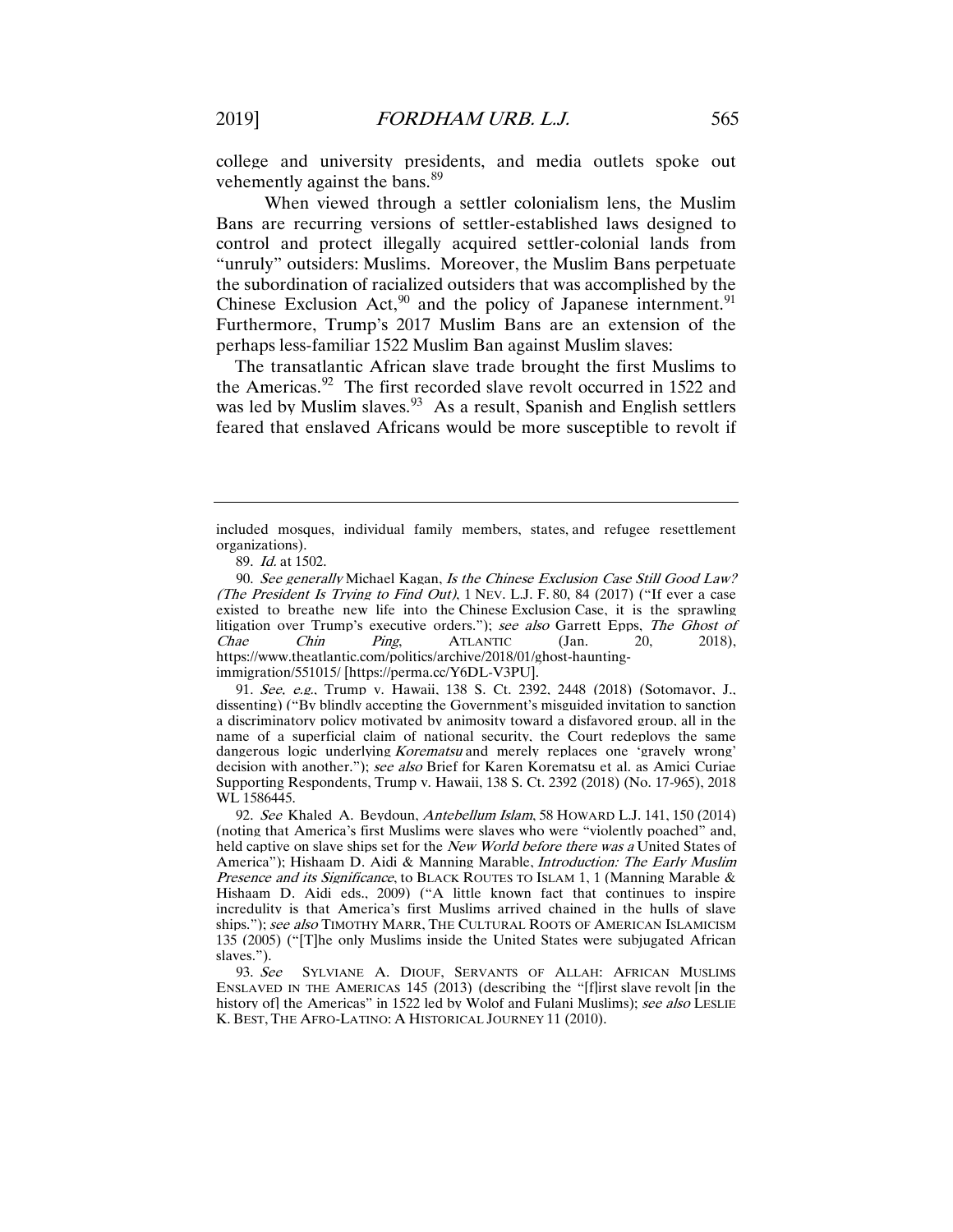college and university presidents, and media outlets spoke out vehemently against the bans.[89]

When viewed through a settler colonialism lens, the Muslim Bans are recurring versions of settler-established laws designed to control and protect illegally acquired settler-colonial lands from "unruly" outsiders: Muslims. Moreover, the Muslim Bans perpetuate the subordination of racialized outsiders that was accomplished by the Chinese Exclusion Act,[90] and the policy of Japanese internment.[91] Furthermore, Trump's 2017 Muslim Bans are an extension of the perhaps less-familiar 1522 Muslim Ban against Muslim slaves:

> The transatlantic African slave trade brought the first Muslims to the Americas.[92] The first recorded slave revolt occurred in 1522 and was led by Muslim slaves.[93] As a result, Spanish and English settlers feared that enslaved Africans would be more susceptible to revolt if

---

included mosques, individual family members, states, and refugee resettlement organizations).

89. *Id.* at 1502.

90. *See generally* Michael Kagan, *Is the Chinese Exclusion Case Still Good Law? (The President Is Trying to Find Out)*, 1 NEV. L.J. F. 80, 84 (2017) ("If ever a case existed to breathe new life into the Chinese Exclusion Case, it is the sprawling litigation over Trump's executive orders."); *see also* Garrett Epps, *The Ghost of Chae Chin Ping*, ATLANTIC (Jan. 20, 2018), https://www.theatlantic.com/politics/archive/2018/01/ghost-haunting-immigration/551015/ [https://perma.cc/Y6DL-V3PU].

91. *See, e.g.*, Trump v. Hawaii, 138 S. Ct. 2392, 2448 (2018) (Sotomayor, J., dissenting) ("By blindly accepting the Government's misguided invitation to sanction a discriminatory policy motivated by animosity toward a disfavored group, all in the name of a superficial claim of national security, the Court redeploys the same dangerous logic underlying *Korematsu* and merely replaces one 'gravely wrong' decision with another."); *see also* Brief for Karen Korematsu et al. as Amici Curiae Supporting Respondents, Trump v. Hawaii, 138 S. Ct. 2392 (2018) (No. 17-965), 2018 WL 1586445.

92. *See* Khaled A. Beydoun, *Antebellum Islam*, 58 HOWARD L.J. 141, 150 (2014) (noting that America's first Muslims were slaves who were "violently poached" and, held captive on slave ships set for the *New World before there was a* United States of America"); Hishaam D. Aidi & Manning Marable, *Introduction: The Early Muslim Presence and its Significance*, to BLACK ROUTES TO ISLAM 1, 1 (Manning Marable & Hishaam D. Aidi eds., 2009) ("A little known fact that continues to inspire incredulity is that America's first Muslims arrived chained in the hulls of slave ships."); *see also* TIMOTHY MARR, THE CULTURAL ROOTS OF AMERICAN ISLAMICISM 135 (2005) ("[T]he only Muslims inside the United States were subjugated African slaves.").

93. *See* SYLVIANE A. DIOUF, SERVANTS OF ALLAH: AFRICAN MUSLIMS ENSLAVED IN THE AMERICAS 145 (2013) (describing the "[f]irst slave revolt [in the history of] the Americas" in 1522 led by Wolof and Fulani Muslims); *see also* LESLIE K. BEST, THE AFRO-LATINO: A HISTORICAL JOURNEY 11 (2010).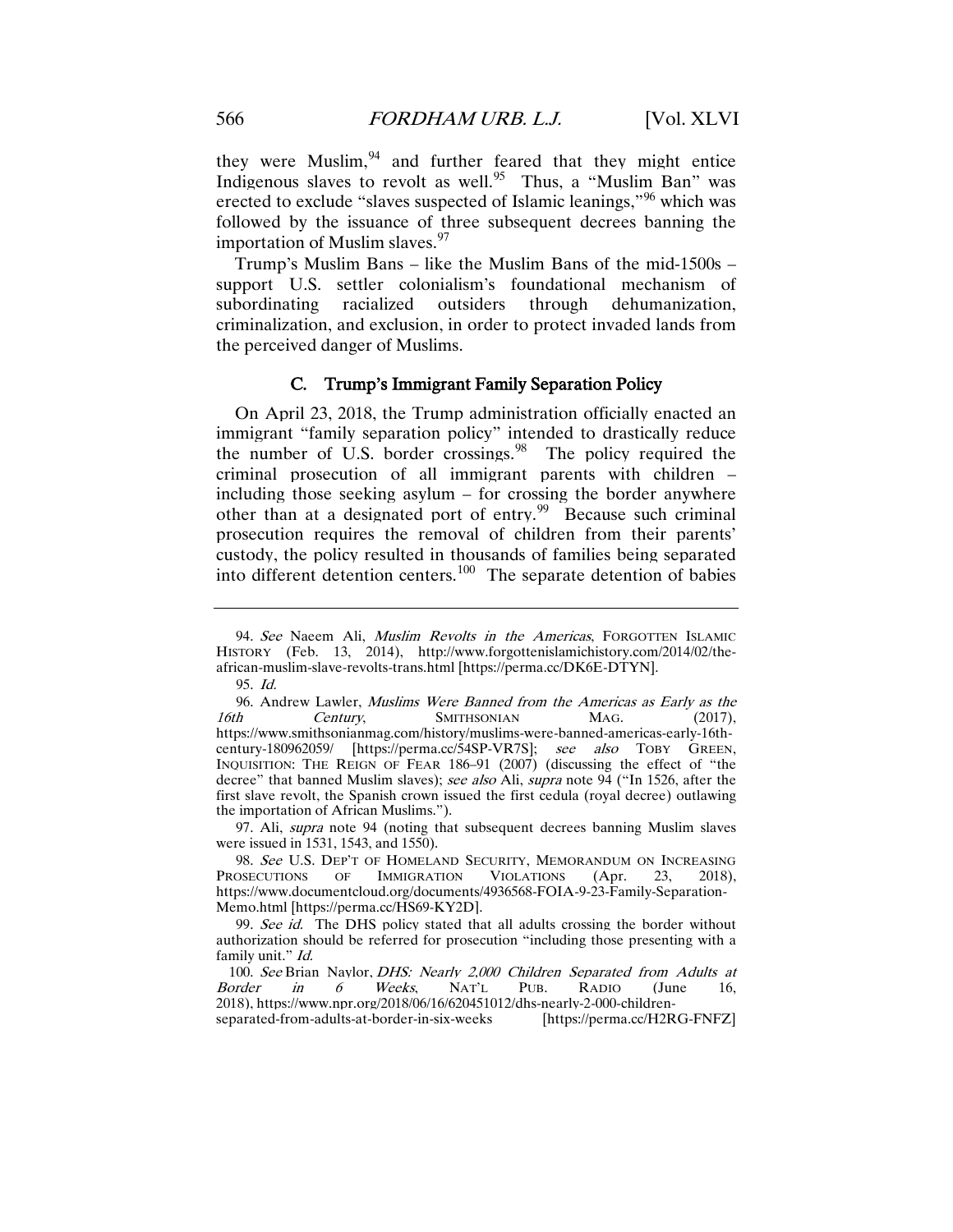they were Muslim,[94] and further feared that they might entice Indigenous slaves to revolt as well.[95] Thus, a "Muslim Ban" was erected to exclude "slaves suspected of Islamic leanings,"[96] which was followed by the issuance of three subsequent decrees banning the importation of Muslim slaves.[97]

Trump's Muslim Bans – like the Muslim Bans of the mid-1500s – support U.S. settler colonialism's foundational mechanism of subordinating racialized outsiders through dehumanization, criminalization, and exclusion, in order to protect invaded lands from the perceived danger of Muslims.

### C. Trump's Immigrant Family Separation Policy

On April 23, 2018, the Trump administration officially enacted an immigrant "family separation policy" intended to drastically reduce the number of U.S. border crossings.[98] The policy required the criminal prosecution of all immigrant parents with children – including those seeking asylum – for crossing the border anywhere other than at a designated port of entry.[99] Because such criminal prosecution requires the removal of children from their parents' custody, the policy resulted in thousands of families being separated into different detention centers.[100] The separate detention of babies

---

94. *See* Naeem Ali, *Muslim Revolts in the Americas*, FORGOTTEN ISLAMIC HISTORY (Feb. 13, 2014), http://www.forgottenislamichistory.com/2014/02/the-african-muslim-slave-revolts-trans.html [https://perma.cc/DK6E-DTYN].

95. *Id.*

96. Andrew Lawler, *Muslims Were Banned from the Americas as Early as the 16th Century*, SMITHSONIAN MAG. (2017), https://www.smithsonianmag.com/history/muslims-were-banned-americas-early-16th-century-180962059/ [https://perma.cc/54SP-VR7S]; *see also* TOBY GREEN, INQUISITION: THE REIGN OF FEAR 186–91 (2007) (discussing the effect of "the decree" that banned Muslim slaves); *see also* Ali, *supra* note 94 ("In 1526, after the first slave revolt, the Spanish crown issued the first cedula (royal decree) outlawing the importation of African Muslims.").

97. Ali, *supra* note 94 (noting that subsequent decrees banning Muslim slaves were issued in 1531, 1543, and 1550).

98. *See* U.S. DEP'T OF HOMELAND SECURITY, MEMORANDUM ON INCREASING PROSECUTIONS OF IMMIGRATION VIOLATIONS (Apr. 23, 2018), https://www.documentcloud.org/documents/4936568-FOIA-9-23-Family-Separation-Memo.html [https://perma.cc/HS69-KY2D].

99. *See id.* The DHS policy stated that all adults crossing the border without authorization should be referred for prosecution "including those presenting with a family unit." *Id.*

100. *See* Brian Naylor, *DHS: Nearly 2,000 Children Separated from Adults at Border in 6 Weeks*, NAT'L PUB. RADIO (June 16, 2018), https://www.npr.org/2018/06/16/620451012/dhs-nearly-2-000-children-separated-from-adults-at-border-in-six-weeks [https://perma.cc/H2RG-FNFZ]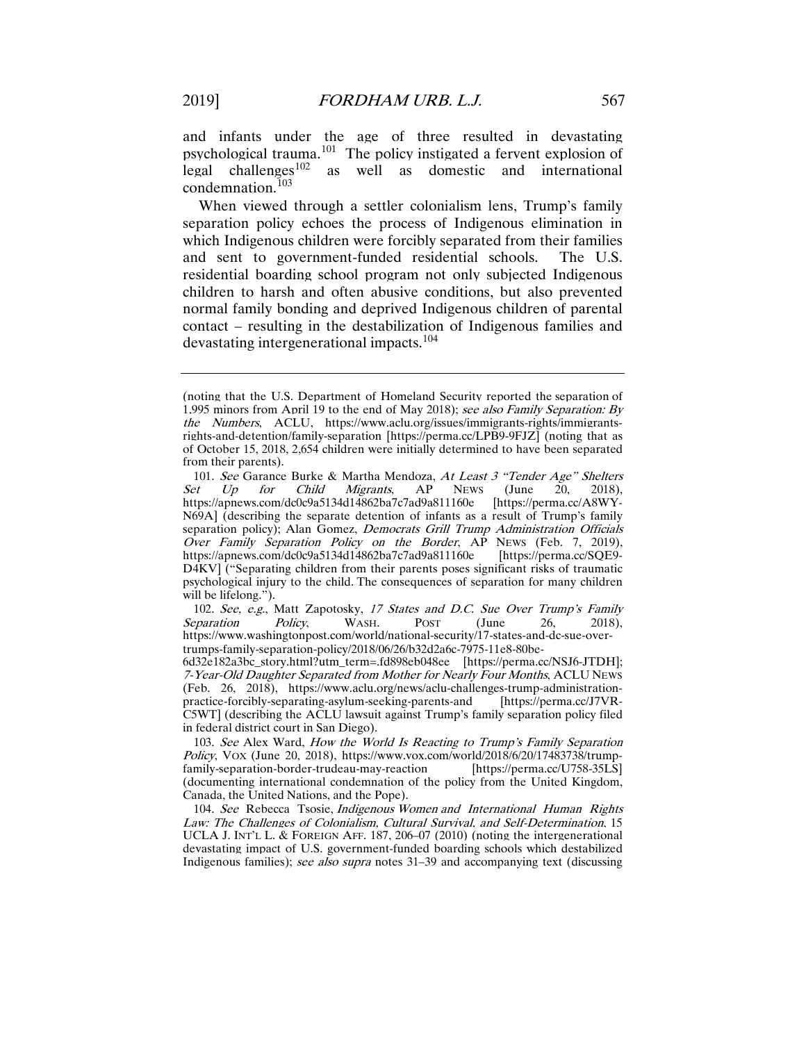and infants under the age of three resulted in devastating psychological trauma.[101] The policy instigated a fervent explosion of legal challenges[102] as well as domestic and international condemnation.[103]

When viewed through a settler colonialism lens, Trump's family separation policy echoes the process of Indigenous elimination in which Indigenous children were forcibly separated from their families and sent to government-funded residential schools. The U.S. residential boarding school program not only subjected Indigenous children to harsh and often abusive conditions, but also prevented normal family bonding and deprived Indigenous children of parental contact – resulting in the destabilization of Indigenous families and devastating intergenerational impacts.[104]

---

(noting that the U.S. Department of Homeland Security reported the separation of 1,995 minors from April 19 to the end of May 2018); *see also Family Separation: By the Numbers*, ACLU, https://www.aclu.org/issues/immigrants-rights/immigrants-rights-and-detention/family-separation [https://perma.cc/LPB9-9FJZ] (noting that as of October 15, 2018, 2,654 children were initially determined to have been separated from their parents).

101. *See* Garance Burke & Martha Mendoza, *At Least 3 "Tender Age" Shelters Set Up for Child Migrants*, AP NEWS (June 20, 2018), https://apnews.com/dc0c9a5134d14862ba7c7ad9a811160e [https://perma.cc/A8WY-N69A] (describing the separate detention of infants as a result of Trump's family separation policy); Alan Gomez, *Democrats Grill Trump Administration Officials Over Family Separation Policy on the Border*, AP NEWS (Feb. 7, 2019), https://apnews.com/dc0c9a5134d14862ba7c7ad9a811160e [https://perma.cc/SQE9-D4KV] ("Separating children from their parents poses significant risks of traumatic psychological injury to the child. The consequences of separation for many children will be lifelong.").

102. *See, e.g.*, Matt Zapotosky, *17 States and D.C. Sue Over Trump's Family Separation Policy*, WASH. POST (June 26, 2018), https://www.washingtonpost.com/world/national-security/17-states-and-dc-sue-over-trumps-family-separation-policy/2018/06/26/b32d2a6c-7975-11e8-80be-6d32e182a3bc_story.html?utm_term=.fd898eb048ee [https://perma.cc/NSJ6-JTDH]; *7-Year-Old Daughter Separated from Mother for Nearly Four Months*, ACLU NEWS (Feb. 26, 2018), https://www.aclu.org/news/aclu-challenges-trump-administration-practice-forcibly-separating-asylum-seeking-parents-and [https://perma.cc/J7VR-C5WT] (describing the ACLU lawsuit against Trump's family separation policy filed in federal district court in San Diego).

103. *See* Alex Ward, *How the World Is Reacting to Trump's Family Separation Policy*, VOX (June 20, 2018), https://www.vox.com/world/2018/6/20/17483738/trump-family-separation-border-trudeau-may-reaction [https://perma.cc/U758-35LS] (documenting international condemnation of the policy from the United Kingdom, Canada, the United Nations, and the Pope).

104. *See* Rebecca Tsosie, *Indigenous Women and International Human Rights Law: The Challenges of Colonialism, Cultural Survival, and Self-Determination*, 15 UCLA J. INT'L L. & FOREIGN AFF. 187, 206–07 (2010) (noting the intergenerational devastating impact of U.S. government-funded boarding schools which destabilized Indigenous families); *see also supra* notes 31–39 and accompanying text (discussing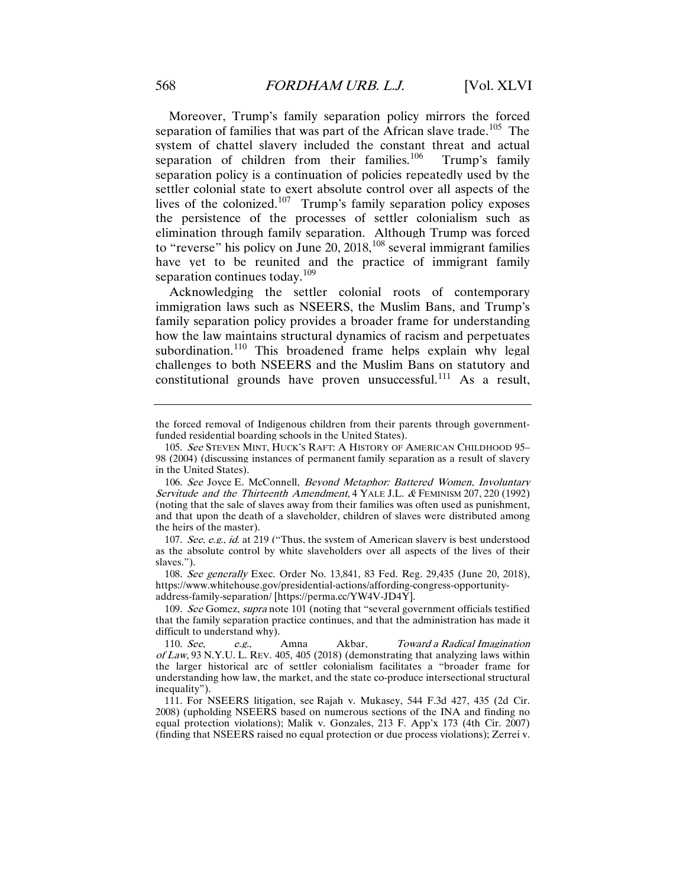Moreover, Trump's family separation policy mirrors the forced separation of families that was part of the African slave trade.[105] The system of chattel slavery included the constant threat and actual separation of children from their families.[106] Trump's family separation policy is a continuation of policies repeatedly used by the settler colonial state to exert absolute control over all aspects of the lives of the colonized.[107] Trump's family separation policy exposes the persistence of the processes of settler colonialism such as elimination through family separation. Although Trump was forced to "reverse" his policy on June 20, 2018,[108] several immigrant families have yet to be reunited and the practice of immigrant family separation continues today.[109]

Acknowledging the settler colonial roots of contemporary immigration laws such as NSEERS, the Muslim Bans, and Trump's family separation policy provides a broader frame for understanding how the law maintains structural dynamics of racism and perpetuates subordination.[110] This broadened frame helps explain why legal challenges to both NSEERS and the Muslim Bans on statutory and constitutional grounds have proven unsuccessful.[111] As a result,

---

the forced removal of Indigenous children from their parents through government-funded residential boarding schools in the United States).

105. *See* STEVEN MINT, HUCK'S RAFT: A HISTORY OF AMERICAN CHILDHOOD 95–98 (2004) (discussing instances of permanent family separation as a result of slavery in the United States).

106. *See* Joyce E. McConnell, *Beyond Metaphor: Battered Women, Involuntary Servitude and the Thirteenth Amendment*, 4 YALE J.L. & FEMINISM 207, 220 (1992) (noting that the sale of slaves away from their families was often used as punishment, and that upon the death of a slaveholder, children of slaves were distributed among the heirs of the master).

107. *See, e.g.*, *id.* at 219 ("Thus, the system of American slavery is best understood as the absolute control by white slaveholders over all aspects of the lives of their slaves.").

108. *See generally* Exec. Order No. 13,841, 83 Fed. Reg. 29,435 (June 20, 2018), https://www.whitehouse.gov/presidential-actions/affording-congress-opportunity-address-family-separation/ [https://perma.cc/YW4V-JD4Y].

109. *See* Gomez, *supra* note 101 (noting that "several government officials testified that the family separation practice continues, and that the administration has made it difficult to understand why).

110. *See, e.g.*, Amna Akbar, *Toward a Radical Imagination of Law*, 93 N.Y.U. L. REV. 405, 405 (2018) (demonstrating that analyzing laws within the larger historical arc of settler colonialism facilitates a "broader frame for understanding how law, the market, and the state co-produce intersectional structural inequality").

111. For NSEERS litigation, see Rajah v. Mukasey, 544 F.3d 427, 435 (2d Cir. 2008) (upholding NSEERS based on numerous sections of the INA and finding no equal protection violations); Malik v. Gonzales, 213 F. App'x 173 (4th Cir. 2007) (finding that NSEERS raised no equal protection or due process violations); Zerrei v.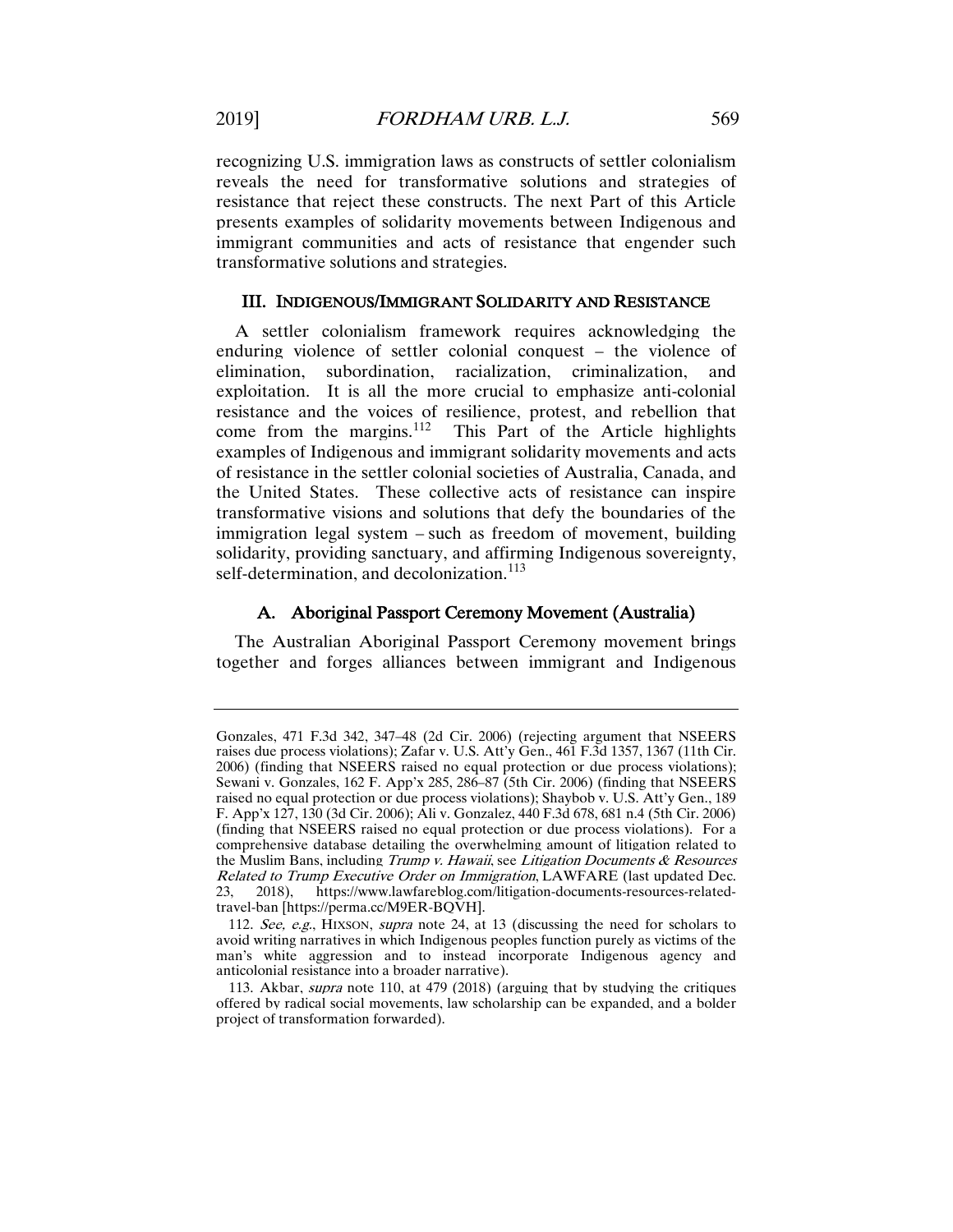recognizing U.S. immigration laws as constructs of settler colonialism reveals the need for transformative solutions and strategies of resistance that reject these constructs. The next Part of this Article presents examples of solidarity movements between Indigenous and immigrant communities and acts of resistance that engender such transformative solutions and strategies.

## III. INDIGENOUS/IMMIGRANT SOLIDARITY AND RESISTANCE

A settler colonialism framework requires acknowledging the enduring violence of settler colonial conquest – the violence of elimination, subordination, racialization, criminalization, and exploitation. It is all the more crucial to emphasize anti-colonial resistance and the voices of resilience, protest, and rebellion that come from the margins.[112] This Part of the Article highlights examples of Indigenous and immigrant solidarity movements and acts of resistance in the settler colonial societies of Australia, Canada, and the United States. These collective acts of resistance can inspire transformative visions and solutions that defy the boundaries of the immigration legal system – such as freedom of movement, building solidarity, providing sanctuary, and affirming Indigenous sovereignty, self-determination, and decolonization.[113]

### A. Aboriginal Passport Ceremony Movement (Australia)

The Australian Aboriginal Passport Ceremony movement brings together and forges alliances between immigrant and Indigenous

---

Gonzales, 471 F.3d 342, 347–48 (2d Cir. 2006) (rejecting argument that NSEERS raises due process violations); Zafar v. U.S. Att'y Gen., 461 F.3d 1357, 1367 (11th Cir. 2006) (finding that NSEERS raised no equal protection or due process violations); Sewani v. Gonzales, 162 F. App'x 285, 286–87 (5th Cir. 2006) (finding that NSEERS raised no equal protection or due process violations); Shaybob v. U.S. Att'y Gen., 189 F. App'x 127, 130 (3d Cir. 2006); Ali v. Gonzalez, 440 F.3d 678, 681 n.4 (5th Cir. 2006) (finding that NSEERS raised no equal protection or due process violations). For a comprehensive database detailing the overwhelming amount of litigation related to the Muslim Bans, including *Trump v. Hawaii*, see *Litigation Documents & Resources Related to Trump Executive Order on Immigration*, LAWFARE (last updated Dec. 23, 2018), https://www.lawfareblog.com/litigation-documents-resources-related-travel-ban [https://perma.cc/M9ER-BQVH].

112. *See, e.g.*, HIXSON, *supra* note 24, at 13 (discussing the need for scholars to avoid writing narratives in which Indigenous peoples function purely as victims of the man's white aggression and to instead incorporate Indigenous agency and anticolonial resistance into a broader narrative).

113. Akbar, *supra* note 110, at 479 (2018) (arguing that by studying the critiques offered by radical social movements, law scholarship can be expanded, and a bolder project of transformation forwarded).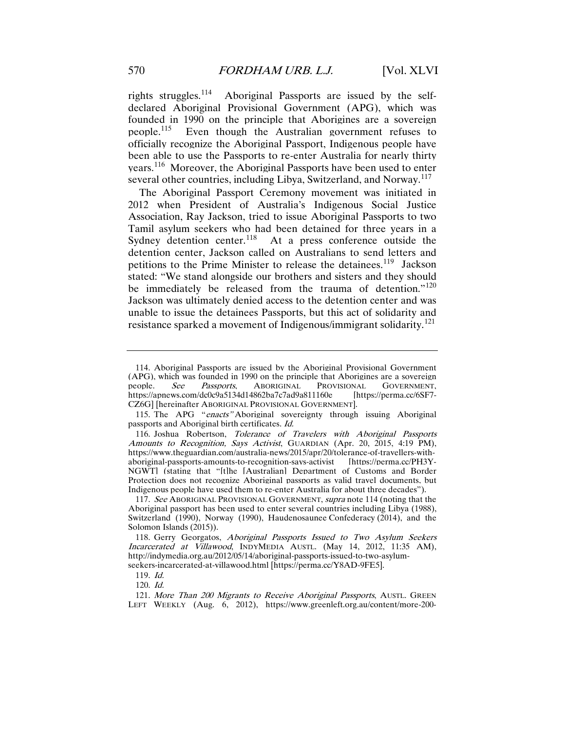rights struggles.[114] Aboriginal Passports are issued by the self-declared Aboriginal Provisional Government (APG), which was founded in 1990 on the principle that Aborigines are a sovereign people.[115] Even though the Australian government refuses to officially recognize the Aboriginal Passport, Indigenous people have been able to use the Passports to re-enter Australia for nearly thirty years.[116] Moreover, the Aboriginal Passports have been used to enter several other countries, including Libya, Switzerland, and Norway.[117]

The Aboriginal Passport Ceremony movement was initiated in 2012 when President of Australia's Indigenous Social Justice Association, Ray Jackson, tried to issue Aboriginal Passports to two Tamil asylum seekers who had been detained for three years in a Sydney detention center.[118] At a press conference outside the detention center, Jackson called on Australians to send letters and petitions to the Prime Minister to release the detainees.[119] Jackson stated: "We stand alongside our brothers and sisters and they should be immediately be released from the trauma of detention."[120] Jackson was ultimately denied access to the detention center and was unable to issue the detainees Passports, but this act of solidarity and resistance sparked a movement of Indigenous/immigrant solidarity.[121]

---

114. Aboriginal Passports are issued by the Aboriginal Provisional Government (APG), which was founded in 1990 on the principle that Aborigines are a sovereign people. *See Passports*, ABORIGINAL PROVISIONAL GOVERNMENT, https://apnews.com/dc0c9a5134d14862ba7c7ad9a811160e [https://perma.cc/6SF7-CZ6G] [hereinafter ABORIGINAL PROVISIONAL GOVERNMENT].

115. The APG "*enacts*" Aboriginal sovereignty through issuing Aboriginal passports and Aboriginal birth certificates. *Id.*

116. Joshua Robertson, *Tolerance of Travelers with Aboriginal Passports Amounts to Recognition, Says Activist*, GUARDIAN (Apr. 20, 2015, 4:19 PM), https://www.theguardian.com/australia-news/2015/apr/20/tolerance-of-travellers-with-aboriginal-passports-amounts-to-recognition-says-activist [https://perma.cc/PH3Y-NGWT] (stating that "[t]he [Australian] Department of Customs and Border Protection does not recognize Aboriginal passports as valid travel documents, but Indigenous people have used them to re-enter Australia for about three decades").

117. *See* ABORIGINAL PROVISIONAL GOVERNMENT, *supra* note 114 (noting that the Aboriginal passport has been used to enter several countries including Libya (1988), Switzerland (1990), Norway (1990), Haudenosaunee Confederacy (2014), and the Solomon Islands (2015)).

118. Gerry Georgatos, *Aboriginal Passports Issued to Two Asylum Seekers Incarcerated at Villawood*, INDYMEDIA AUSTL. (May 14, 2012, 11:35 AM), http://indymedia.org.au/2012/05/14/aboriginal-passports-issued-to-two-asylum-seekers-incarcerated-at-villawood.html [https://perma.cc/Y8AD-9FE5].

119. *Id.*

120. *Id.*

121. *More Than 200 Migrants to Receive Aboriginal Passports*, AUSTL. GREEN LEFT WEEKLY (Aug. 6, 2012), https://www.greenleft.org.au/content/more-200-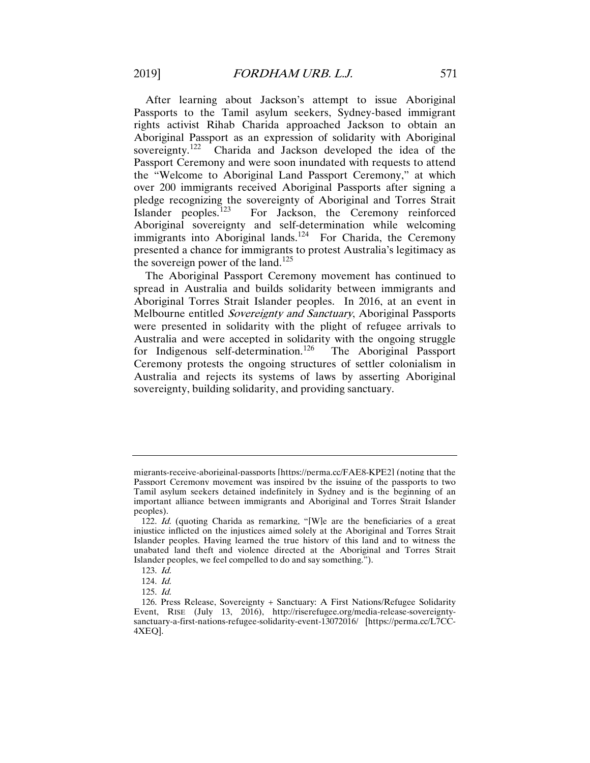After learning about Jackson's attempt to issue Aboriginal Passports to the Tamil asylum seekers, Sydney-based immigrant rights activist Rihab Charida approached Jackson to obtain an Aboriginal Passport as an expression of solidarity with Aboriginal sovereignty.[122] Charida and Jackson developed the idea of the Passport Ceremony and were soon inundated with requests to attend the "Welcome to Aboriginal Land Passport Ceremony," at which over 200 immigrants received Aboriginal Passports after signing a pledge recognizing the sovereignty of Aboriginal and Torres Strait Islander peoples.[123] For Jackson, the Ceremony reinforced Aboriginal sovereignty and self-determination while welcoming immigrants into Aboriginal lands.[124] For Charida, the Ceremony presented a chance for immigrants to protest Australia's legitimacy as the sovereign power of the land.[125]

The Aboriginal Passport Ceremony movement has continued to spread in Australia and builds solidarity between immigrants and Aboriginal Torres Strait Islander peoples. In 2016, at an event in Melbourne entitled *Sovereignty and Sanctuary*, Aboriginal Passports were presented in solidarity with the plight of refugee arrivals to Australia and were accepted in solidarity with the ongoing struggle for Indigenous self-determination.[126] The Aboriginal Passport Ceremony protests the ongoing structures of settler colonialism in Australia and rejects its systems of laws by asserting Aboriginal sovereignty, building solidarity, and providing sanctuary.

---

migrants-receive-aboriginal-passports [https://perma.cc/FAE8-KPE2] (noting that the Passport Ceremony movement was inspired by the issuing of the passports to two Tamil asylum seekers detained indefinitely in Sydney and is the beginning of an important alliance between immigrants and Aboriginal and Torres Strait Islander peoples).

122. *Id.* (quoting Charida as remarking, "[W]e are the beneficiaries of a great injustice inflicted on the injustices aimed solely at the Aboriginal and Torres Strait Islander peoples. Having learned the true history of this land and to witness the unabated land theft and violence directed at the Aboriginal and Torres Strait Islander peoples, we feel compelled to do and say something.").

123. *Id.*

124. *Id.*

125. *Id.*

126. Press Release, Sovereignty + Sanctuary: A First Nations/Refugee Solidarity Event, RISE (July 13, 2016), http://riserefugee.org/media-release-sovereignty-sanctuary-a-first-nations-refugee-solidarity-event-13072016/ [https://perma.cc/L7CC-4XEQ].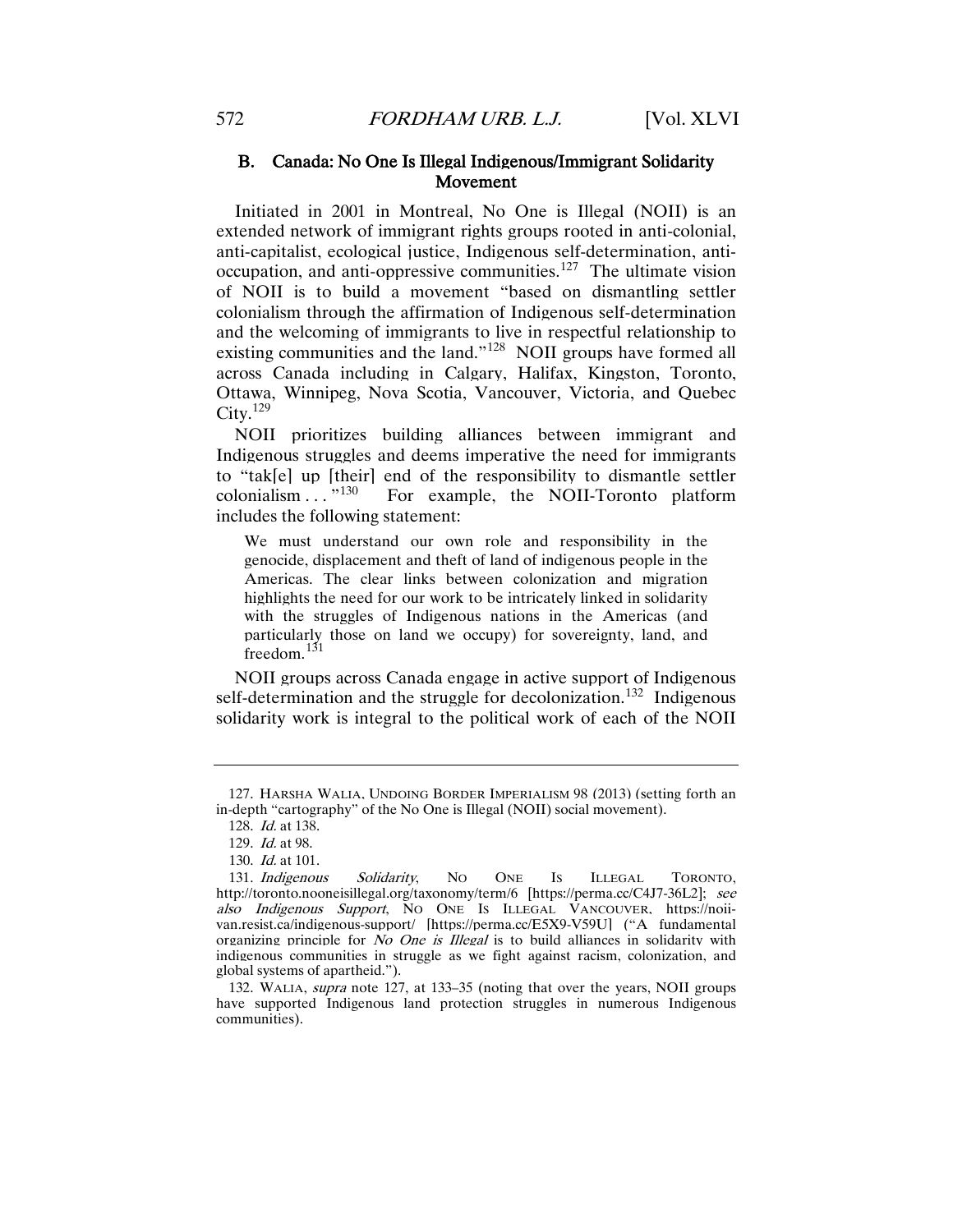### B. Canada: No One Is Illegal Indigenous/Immigrant Solidarity Movement

Initiated in 2001 in Montreal, No One is Illegal (NOII) is an extended network of immigrant rights groups rooted in anti-colonial, anti-capitalist, ecological justice, Indigenous self-determination, anti-occupation, and anti-oppressive communities.[127] The ultimate vision of NOII is to build a movement "based on dismantling settler colonialism through the affirmation of Indigenous self-determination and the welcoming of immigrants to live in respectful relationship to existing communities and the land."[128] NOII groups have formed all across Canada including in Calgary, Halifax, Kingston, Toronto, Ottawa, Winnipeg, Nova Scotia, Vancouver, Victoria, and Quebec City.[129]

NOII prioritizes building alliances between immigrant and Indigenous struggles and deems imperative the need for immigrants to "tak[e] up [their] end of the responsibility to dismantle settler colonialism . . . ."[130] For example, the NOII-Toronto platform includes the following statement:

> We must understand our own role and responsibility in the genocide, displacement and theft of land of indigenous people in the Americas. The clear links between colonization and migration highlights the need for our work to be intricately linked in solidarity with the struggles of Indigenous nations in the Americas (and particularly those on land we occupy) for sovereignty, land, and freedom.[131]

NOII groups across Canada engage in active support of Indigenous self-determination and the struggle for decolonization.[132] Indigenous solidarity work is integral to the political work of each of the NOII

---

127. HARSHA WALIA, UNDOING BORDER IMPERIALISM 98 (2013) (setting forth an in-depth "cartography" of the No One is Illegal (NOII) social movement).

128. *Id.* at 138.

129. *Id.* at 98.

130. *Id.* at 101.

131. *Indigenous Solidarity*, NO ONE IS ILLEGAL TORONTO, http://toronto.nooneisillegal.org/taxonomy/term/6 [https://perma.cc/C4J7-36L2]; *see also Indigenous Support*, NO ONE IS ILLEGAL VANCOUVER, https://noii-van.resist.ca/indigenous-support/ [https://perma.cc/E5X9-V59U] ("A fundamental organizing principle for *No One is Illegal* is to build alliances in solidarity with indigenous communities in struggle as we fight against racism, colonization, and global systems of apartheid.").

132. WALIA, *supra* note 127, at 133–35 (noting that over the years, NOII groups have supported Indigenous land protection struggles in numerous Indigenous communities).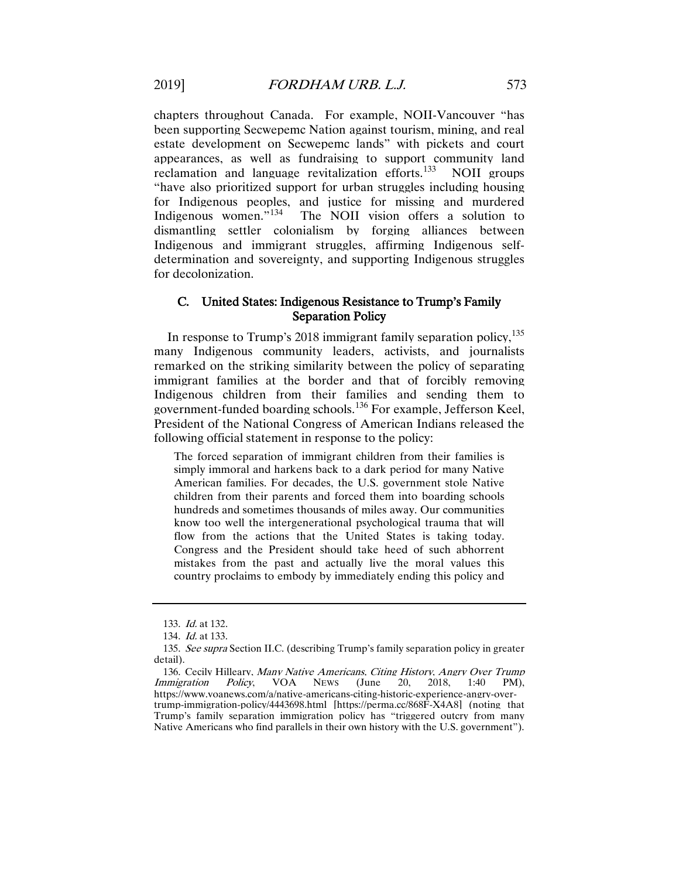chapters throughout Canada. For example, NOII-Vancouver "has been supporting Secwepemc Nation against tourism, mining, and real estate development on Secwepemc lands" with pickets and court appearances, as well as fundraising to support community land reclamation and language revitalization efforts.[133] NOII groups "have also prioritized support for urban struggles including housing for Indigenous peoples, and justice for missing and murdered Indigenous women."[134] The NOII vision offers a solution to dismantling settler colonialism by forging alliances between Indigenous and immigrant struggles, affirming Indigenous self-determination and sovereignty, and supporting Indigenous struggles for decolonization.

### C. United States: Indigenous Resistance to Trump's Family Separation Policy

In response to Trump's 2018 immigrant family separation policy,[135] many Indigenous community leaders, activists, and journalists remarked on the striking similarity between the policy of separating immigrant families at the border and that of forcibly removing Indigenous children from their families and sending them to government-funded boarding schools.[136] For example, Jefferson Keel, President of the National Congress of American Indians released the following official statement in response to the policy:

> The forced separation of immigrant children from their families is simply immoral and harkens back to a dark period for many Native American families. For decades, the U.S. government stole Native children from their parents and forced them into boarding schools hundreds and sometimes thousands of miles away. Our communities know too well the intergenerational psychological trauma that will flow from the actions that the United States is taking today. Congress and the President should take heed of such abhorrent mistakes from the past and actually live the moral values this country proclaims to embody by immediately ending this policy and

---

133. *Id.* at 132.

134. *Id.* at 133.

135. *See supra* Section II.C. (describing Trump's family separation policy in greater detail).

136. Cecily Hilleary, *Many Native Americans, Citing History, Angry Over Trump Immigration Policy*, VOA NEWS (June 20, 2018, 1:40 PM), https://www.voanews.com/a/native-americans-citing-historic-experience-angry-over-trump-immigration-policy/4443698.html [https://perma.cc/868F-X4A8] (noting that Trump's family separation immigration policy has "triggered outcry from many Native Americans who find parallels in their own history with the U.S. government").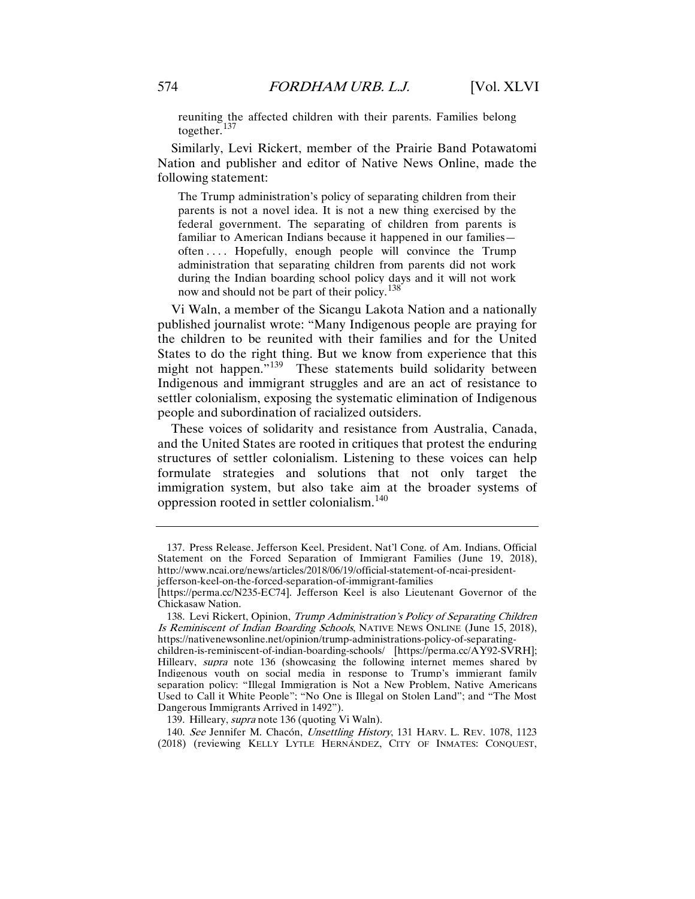> reuniting the affected children with their parents. Families belong together.[137]

Similarly, Levi Rickert, member of the Prairie Band Potawatomi Nation and publisher and editor of Native News Online, made the following statement:

> The Trump administration's policy of separating children from their parents is not a novel idea. It is not a new thing exercised by the federal government. The separating of children from parents is familiar to American Indians because it happened in our families—often . . . . Hopefully, enough people will convince the Trump administration that separating children from parents did not work during the Indian boarding school policy days and it will not work now and should not be part of their policy.[138]

Vi Waln, a member of the Sicangu Lakota Nation and a nationally published journalist wrote: "Many Indigenous people are praying for the children to be reunited with their families and for the United States to do the right thing. But we know from experience that this might not happen."[139] These statements build solidarity between Indigenous and immigrant struggles and are an act of resistance to settler colonialism, exposing the systematic elimination of Indigenous people and subordination of racialized outsiders.

These voices of solidarity and resistance from Australia, Canada, and the United States are rooted in critiques that protest the enduring structures of settler colonialism. Listening to these voices can help formulate strategies and solutions that not only target the immigration system, but also take aim at the broader systems of oppression rooted in settler colonialism.[140]

---

137. Press Release, Jefferson Keel, President, Nat'l Cong. of Am. Indians, Official Statement on the Forced Separation of Immigrant Families (June 19, 2018), http://www.ncai.org/news/articles/2018/06/19/official-statement-of-ncai-president-jefferson-keel-on-the-forced-separation-of-immigrant-families [https://perma.cc/N235-EC74]. Jefferson Keel is also Lieutenant Governor of the Chickasaw Nation.

138. Levi Rickert, Opinion, *Trump Administration's Policy of Separating Children Is Reminiscent of Indian Boarding Schools*, NATIVE NEWS ONLINE (June 15, 2018), https://nativenewsonline.net/opinion/trump-administrations-policy-of-separating-children-is-reminiscent-of-indian-boarding-schools/ [https://perma.cc/AY92-SVRH]; Hilleary, *supra* note 136 (showcasing the following internet memes shared by Indigenous youth on social media in response to Trump's immigrant family separation policy: "Illegal Immigration is Not a New Problem, Native Americans Used to Call it White People"; "No One is Illegal on Stolen Land"; and "The Most Dangerous Immigrants Arrived in 1492").

139. Hilleary, *supra* note 136 (quoting Vi Waln).

140. *See* Jennifer M. Chacón, *Unsettling History*, 131 HARV. L. REV. 1078, 1123 (2018) (reviewing KELLY LYTLE HERNÁNDEZ, CITY OF INMATES: CONQUEST,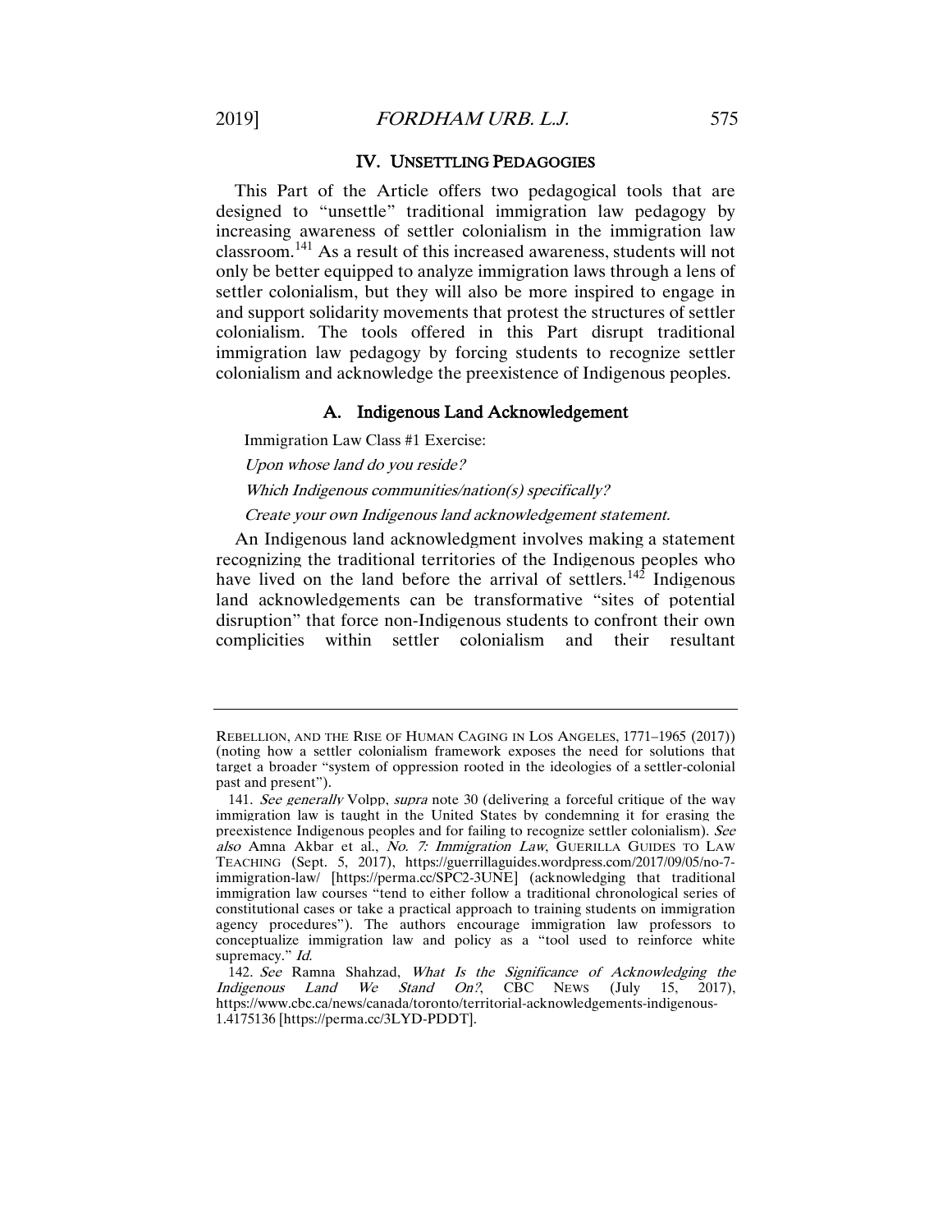## IV. UNSETTLING PEDAGOGIES

This Part of the Article offers two pedagogical tools that are designed to "unsettle" traditional immigration law pedagogy by increasing awareness of settler colonialism in the immigration law classroom.[141] As a result of this increased awareness, students will not only be better equipped to analyze immigration laws through a lens of settler colonialism, but they will also be more inspired to engage in and support solidarity movements that protest the structures of settler colonialism. The tools offered in this Part disrupt traditional immigration law pedagogy by forcing students to recognize settler colonialism and acknowledge the preexistence of Indigenous peoples.

### A. Indigenous Land Acknowledgement

Immigration Law Class #1 Exercise:

*Upon whose land do you reside?*

*Which Indigenous communities/nation(s) specifically?*

*Create your own Indigenous land acknowledgement statement.*

An Indigenous land acknowledgment involves making a statement recognizing the traditional territories of the Indigenous peoples who have lived on the land before the arrival of settlers.[142] Indigenous land acknowledgements can be transformative "sites of potential disruption" that force non-Indigenous students to confront their own complicities within settler colonialism and their resultant

---

REBELLION, AND THE RISE OF HUMAN CAGING IN LOS ANGELES, 1771–1965 (2017)) (noting how a settler colonialism framework exposes the need for solutions that target a broader "system of oppression rooted in the ideologies of a settler-colonial past and present").

141. *See generally* Volpp, *supra* note 30 (delivering a forceful critique of the way immigration law is taught in the United States by condemning it for erasing the preexistence Indigenous peoples and for failing to recognize settler colonialism). *See also* Amna Akbar et al., *No. 7: Immigration Law*, GUERILLA GUIDES TO LAW TEACHING (Sept. 5, 2017), https://guerrillaguides.wordpress.com/2017/09/05/no-7-immigration-law/ [https://perma.cc/SPC2-3UNE] (acknowledging that traditional immigration law courses "tend to either follow a traditional chronological series of constitutional cases or take a practical approach to training students on immigration agency procedures"). The authors encourage immigration law professors to conceptualize immigration law and policy as a "tool used to reinforce white supremacy." *Id.*

142. *See* Ramna Shahzad, *What Is the Significance of Acknowledging the Indigenous Land We Stand On?*, CBC NEWS (July 15, 2017), https://www.cbc.ca/news/canada/toronto/territorial-acknowledgements-indigenous-1.4175136 [https://perma.cc/3LYD-PDDT].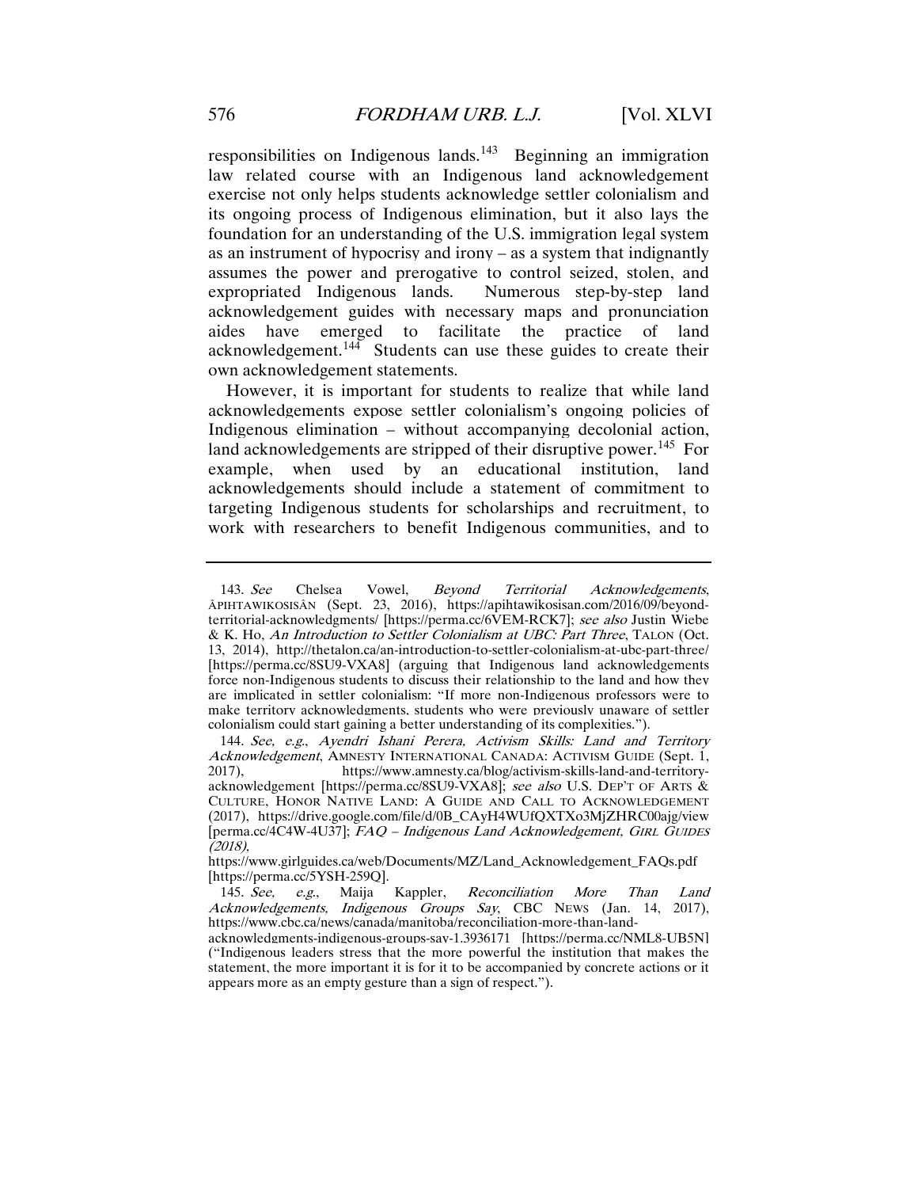responsibilities on Indigenous lands.[143] Beginning an immigration law related course with an Indigenous land acknowledgement exercise not only helps students acknowledge settler colonialism and its ongoing process of Indigenous elimination, but it also lays the foundation for an understanding of the U.S. immigration legal system as an instrument of hypocrisy and irony – as a system that indignantly assumes the power and prerogative to control seized, stolen, and expropriated Indigenous lands. Numerous step-by-step land acknowledgement guides with necessary maps and pronunciation aides have emerged to facilitate the practice of land acknowledgement.[144] Students can use these guides to create their own acknowledgement statements.

However, it is important for students to realize that while land acknowledgements expose settler colonialism's ongoing policies of Indigenous elimination – without accompanying decolonial action, land acknowledgements are stripped of their disruptive power.[145] For example, when used by an educational institution, land acknowledgements should include a statement of commitment to targeting Indigenous students for scholarships and recruitment, to work with researchers to benefit Indigenous communities, and to

---

143. *See* Chelsea Vowel, *Beyond Territorial Acknowledgements*, ÂPIHTAWIKOSISÂN (Sept. 23, 2016), https://apihtawikosisan.com/2016/09/beyond-territorial-acknowledgments/ [https://perma.cc/6VEM-RCK7]; *see also* Justin Wiebe & K. Ho, *An Introduction to Settler Colonialism at UBC: Part Three*, TALON (Oct. 13, 2014), http://thetalon.ca/an-introduction-to-settler-colonialism-at-ubc-part-three/ [https://perma.cc/8SU9-VXA8] (arguing that Indigenous land acknowledgements force non-Indigenous students to discuss their relationship to the land and how they are implicated in settler colonialism: "If more non-Indigenous professors were to make territory acknowledgments, students who were previously unaware of settler colonialism could start gaining a better understanding of its complexities.").

144. *See, e.g.*, *Ayendri Ishani Perera, Activism Skills: Land and Territory Acknowledgement*, AMNESTY INTERNATIONAL CANADA: ACTIVISM GUIDE (Sept. 1, 2017), https://www.amnesty.ca/blog/activism-skills-land-and-territory-acknowledgement [https://perma.cc/8SU9-VXA8]; *see also* U.S. DEP'T OF ARTS & CULTURE, HONOR NATIVE LAND: A GUIDE AND CALL TO ACKNOWLEDGEMENT (2017), https://drive.google.com/file/d/0B_CAyH4WUfQXTXo3MjZHRC00ajg/view [perma.cc/4C4W-4U37]; *FAQ – Indigenous Land Acknowledgement, GIRL GUIDES (2018)*, https://www.girlguides.ca/web/Documents/MZ/Land_Acknowledgement_FAQs.pdf [https://perma.cc/5YSH-259Q].

145. *See, e.g.*, Maija Kappler, *Reconciliation More Than Land Acknowledgements, Indigenous Groups Say*, CBC NEWS (Jan. 14, 2017), https://www.cbc.ca/news/canada/manitoba/reconciliation-more-than-land-acknowledgements-indigenous-groups-say-1.3936171 [https://perma.cc/NML8-UB5N] ("Indigenous leaders stress that the more powerful the institution that makes the statement, the more important it is for it to be accompanied by concrete actions or it appears more as an empty gesture than a sign of respect.").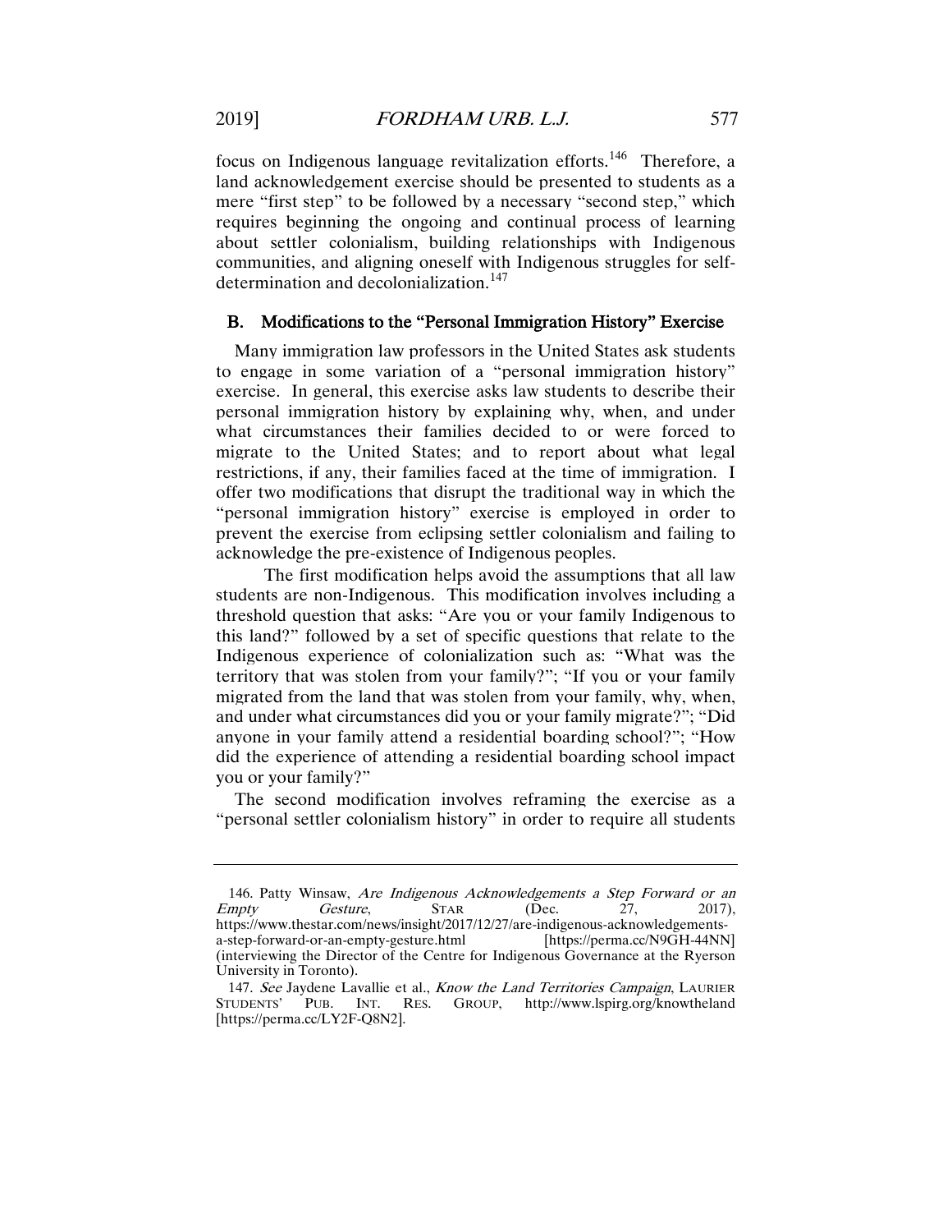focus on Indigenous language revitalization efforts.[146] Therefore, a land acknowledgement exercise should be presented to students as a mere "first step" to be followed by a necessary "second step," which requires beginning the ongoing and continual process of learning about settler colonialism, building relationships with Indigenous communities, and aligning oneself with Indigenous struggles for self-determination and decolonialization.[147]

## B. Modifications to the "Personal Immigration History" Exercise

Many immigration law professors in the United States ask students to engage in some variation of a "personal immigration history" exercise. In general, this exercise asks law students to describe their personal immigration history by explaining why, when, and under what circumstances their families decided to or were forced to migrate to the United States; and to report about what legal restrictions, if any, their families faced at the time of immigration. I offer two modifications that disrupt the traditional way in which the "personal immigration history" exercise is employed in order to prevent the exercise from eclipsing settler colonialism and failing to acknowledge the pre-existence of Indigenous peoples.

The first modification helps avoid the assumptions that all law students are non-Indigenous. This modification involves including a threshold question that asks: "Are you or your family Indigenous to this land?" followed by a set of specific questions that relate to the Indigenous experience of colonialization such as: "What was the territory that was stolen from your family?"; "If you or your family migrated from the land that was stolen from your family, why, when, and under what circumstances did you or your family migrate?"; "Did anyone in your family attend a residential boarding school?"; "How did the experience of attending a residential boarding school impact you or your family?"

The second modification involves reframing the exercise as a "personal settler colonialism history" in order to require all students

---

146. Patty Winsaw, *Are Indigenous Acknowledgements a Step Forward or an Empty Gesture*, STAR (Dec. 27, 2017), https://www.thestar.com/news/insight/2017/12/27/are-indigenous-acknowledgements-a-step-forward-or-an-empty-gesture.html [https://perma.cc/N9GH-44NN] (interviewing the Director of the Centre for Indigenous Governance at the Ryerson University in Toronto).

147. *See* Jaydene Lavallie et al., *Know the Land Territories Campaign*, LAURIER STUDENTS' PUB. INT. RES. GROUP, http://www.lspirg.org/knowtheland [https://perma.cc/LY2F-Q8N2].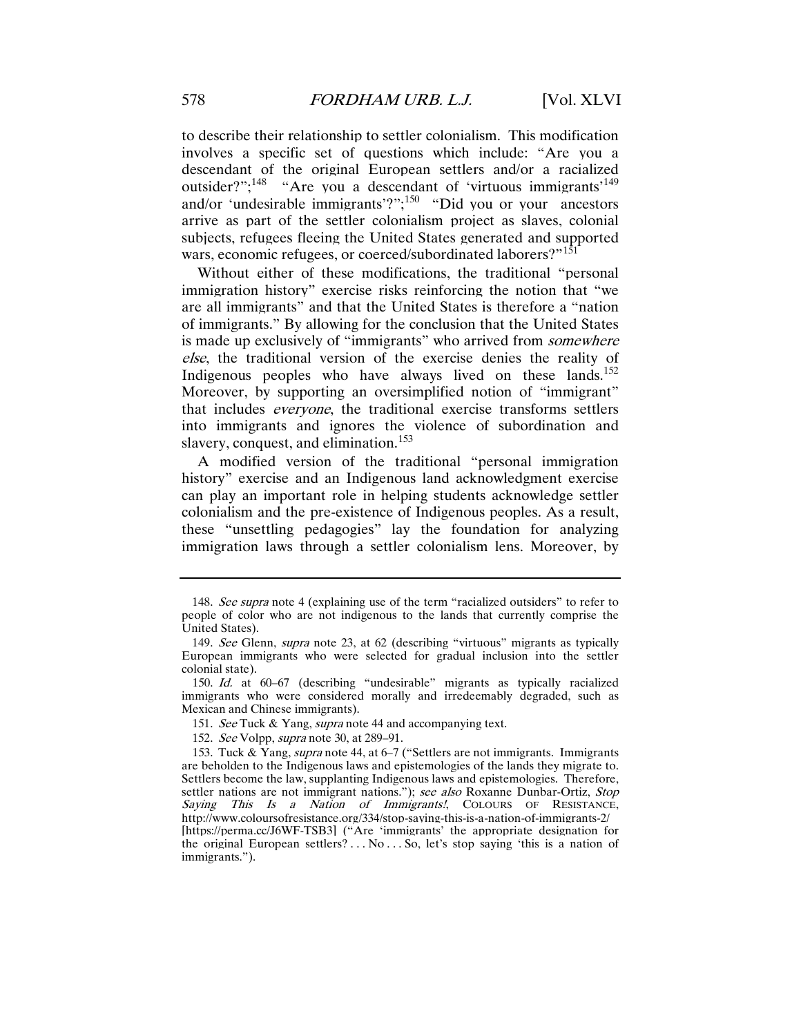to describe their relationship to settler colonialism. This modification involves a specific set of questions which include: "Are you a descendant of the original European settlers and/or a racialized outsider?";[148] "Are you a descendant of 'virtuous immigrants'[149] and/or 'undesirable immigrants'?";[150] "Did you or your ancestors arrive as part of the settler colonialism project as slaves, colonial subjects, refugees fleeing the United States generated and supported wars, economic refugees, or coerced/subordinated laborers?"[151]

Without either of these modifications, the traditional "personal immigration history" exercise risks reinforcing the notion that "we are all immigrants" and that the United States is therefore a "nation of immigrants." By allowing for the conclusion that the United States is made up exclusively of "immigrants" who arrived from *somewhere else*, the traditional version of the exercise denies the reality of Indigenous peoples who have always lived on these lands.[152] Moreover, by supporting an oversimplified notion of "immigrant" that includes *everyone*, the traditional exercise transforms settlers into immigrants and ignores the violence of subordination and slavery, conquest, and elimination.[153]

A modified version of the traditional "personal immigration history" exercise and an Indigenous land acknowledgment exercise can play an important role in helping students acknowledge settler colonialism and the pre-existence of Indigenous peoples. As a result, these "unsettling pedagogies" lay the foundation for analyzing immigration laws through a settler colonialism lens. Moreover, by

---

148. *See supra* note 4 (explaining use of the term "racialized outsiders" to refer to people of color who are not indigenous to the lands that currently comprise the United States).

149. *See* Glenn, *supra* note 23, at 62 (describing "virtuous" migrants as typically European immigrants who were selected for gradual inclusion into the settler colonial state).

150. *Id.* at 60–67 (describing "undesirable" migrants as typically racialized immigrants who were considered morally and irredeemably degraded, such as Mexican and Chinese immigrants).

151. *See* Tuck & Yang, *supra* note 44 and accompanying text.

152. *See* Volpp, *supra* note 30, at 289–91.

153. Tuck & Yang, *supra* note 44, at 6–7 ("Settlers are not immigrants. Immigrants are beholden to the Indigenous laws and epistemologies of the lands they migrate to. Settlers become the law, supplanting Indigenous laws and epistemologies. Therefore, settler nations are not immigrant nations."); *see also* Roxanne Dunbar-Ortiz, *Stop Saying This Is a Nation of Immigrants!*, COLOURS OF RESISTANCE, http://www.coloursofresistance.org/334/stop-saying-this-is-a-nation-of-immigrants-2/ [https://perma.cc/J6WF-TSB3] ("Are 'immigrants' the appropriate designation for the original European settlers? . . . No . . . So, let's stop saying 'this is a nation of immigrants.'").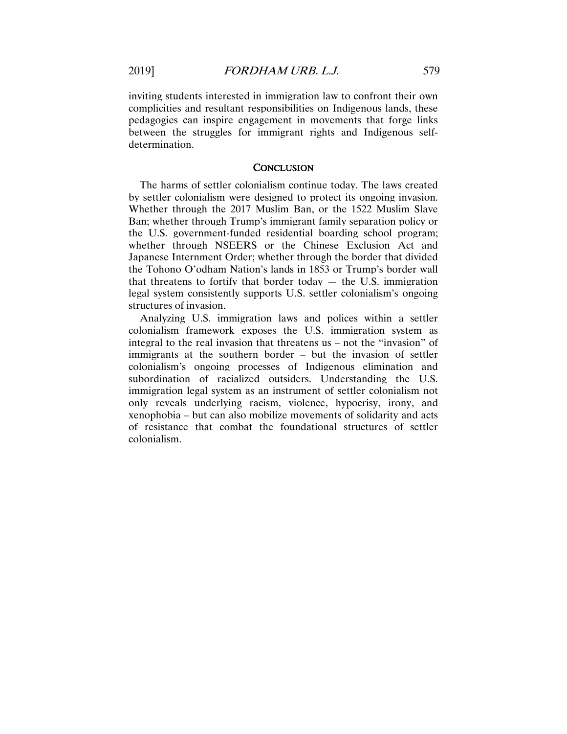inviting students interested in immigration law to confront their own complicities and resultant responsibilities on Indigenous lands, these pedagogies can inspire engagement in movements that forge links between the struggles for immigrant rights and Indigenous self-determination.

## CONCLUSION

The harms of settler colonialism continue today. The laws created by settler colonialism were designed to protect its ongoing invasion. Whether through the 2017 Muslim Ban, or the 1522 Muslim Slave Ban; whether through Trump's immigrant family separation policy or the U.S. government-funded residential boarding school program; whether through NSEERS or the Chinese Exclusion Act and Japanese Internment Order; whether through the border that divided the Tohono O'odham Nation's lands in 1853 or Trump's border wall that threatens to fortify that border today — the U.S. immigration legal system consistently supports U.S. settler colonialism's ongoing structures of invasion.

Analyzing U.S. immigration laws and polices within a settler colonialism framework exposes the U.S. immigration system as integral to the real invasion that threatens us – not the "invasion" of immigrants at the southern border – but the invasion of settler colonialism's ongoing processes of Indigenous elimination and subordination of racialized outsiders. Understanding the U.S. immigration legal system as an instrument of settler colonialism not only reveals underlying racism, violence, hypocrisy, irony, and xenophobia – but can also mobilize movements of solidarity and acts of resistance that combat the foundational structures of settler colonialism.